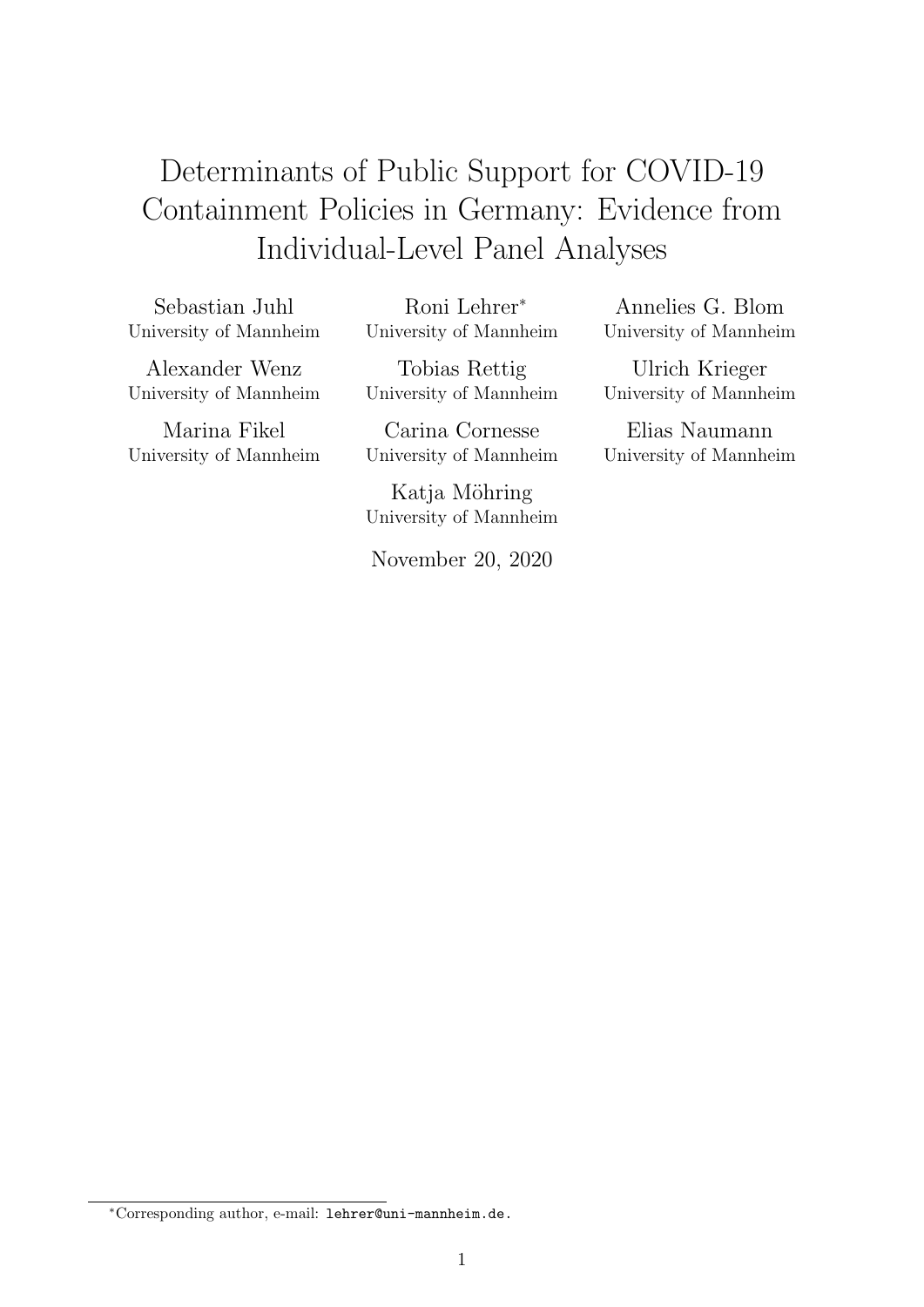# Determinants of Public Support for COVID-19 Containment Policies in Germany: Evidence from Individual-Level Panel Analyses

Sebastian Juhl
University of Mannheim

Roni Lehrer*
University of Mannheim

Annelies G. Blom
University of Mannheim

Alexander Wenz
University of Mannheim

Tobias Rettig
University of Mannheim

Ulrich Krieger
University of Mannheim

Marina Fikel
University of Mannheim

Carina Cornesse
University of Mannheim

Elias Naumann
University of Mannheim

Katja Möhring
University of Mannheim

November 20, 2020

*Corresponding author, e-mail: lehrer@uni-mannheim.de.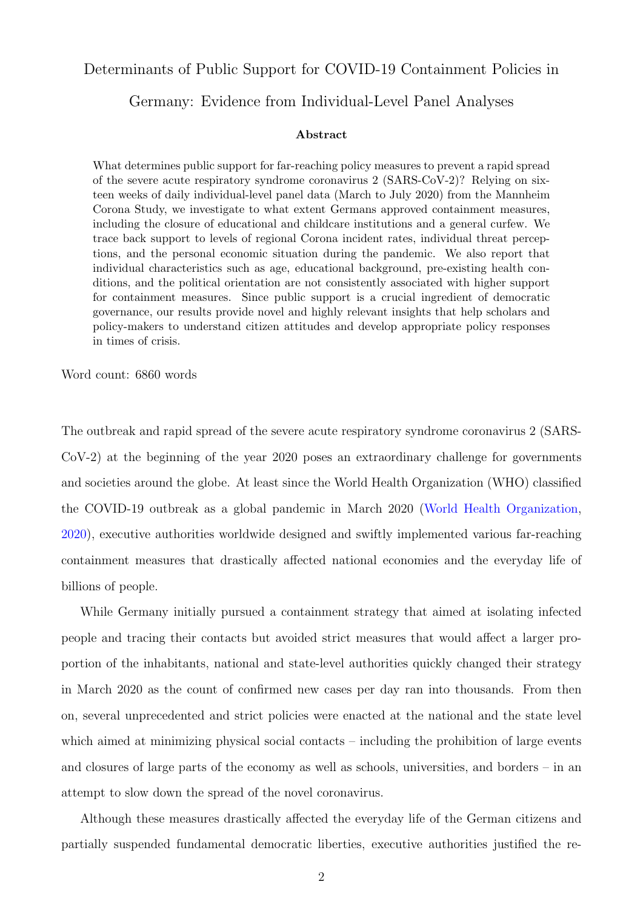# Determinants of Public Support for COVID-19 Containment Policies in Germany: Evidence from Individual-Level Panel Analyses

**Abstract**

What determines public support for far-reaching policy measures to prevent a rapid spread of the severe acute respiratory syndrome coronavirus 2 (SARS-CoV-2)? Relying on sixteen weeks of daily individual-level panel data (March to July 2020) from the Mannheim Corona Study, we investigate to what extent Germans approved containment measures, including the closure of educational and childcare institutions and a general curfew. We trace back support to levels of regional Corona incident rates, individual threat perceptions, and the personal economic situation during the pandemic. We also report that individual characteristics such as age, educational background, pre-existing health conditions, and the political orientation are not consistently associated with higher support for containment measures. Since public support is a crucial ingredient of democratic governance, our results provide novel and highly relevant insights that help scholars and policy-makers to understand citizen attitudes and develop appropriate policy responses in times of crisis.

Word count: 6860 words

The outbreak and rapid spread of the severe acute respiratory syndrome coronavirus 2 (SARS-CoV-2) at the beginning of the year 2020 poses an extraordinary challenge for governments and societies around the globe. At least since the World Health Organization (WHO) classified the COVID-19 outbreak as a global pandemic in March 2020 (World Health Organization, 2020), executive authorities worldwide designed and swiftly implemented various far-reaching containment measures that drastically affected national economies and the everyday life of billions of people.

While Germany initially pursued a containment strategy that aimed at isolating infected people and tracing their contacts but avoided strict measures that would affect a larger proportion of the inhabitants, national and state-level authorities quickly changed their strategy in March 2020 as the count of confirmed new cases per day ran into thousands. From then on, several unprecedented and strict policies were enacted at the national and the state level which aimed at minimizing physical social contacts – including the prohibition of large events and closures of large parts of the economy as well as schools, universities, and borders – in an attempt to slow down the spread of the novel coronavirus.

Although these measures drastically affected the everyday life of the German citizens and partially suspended fundamental democratic liberties, executive authorities justified the re-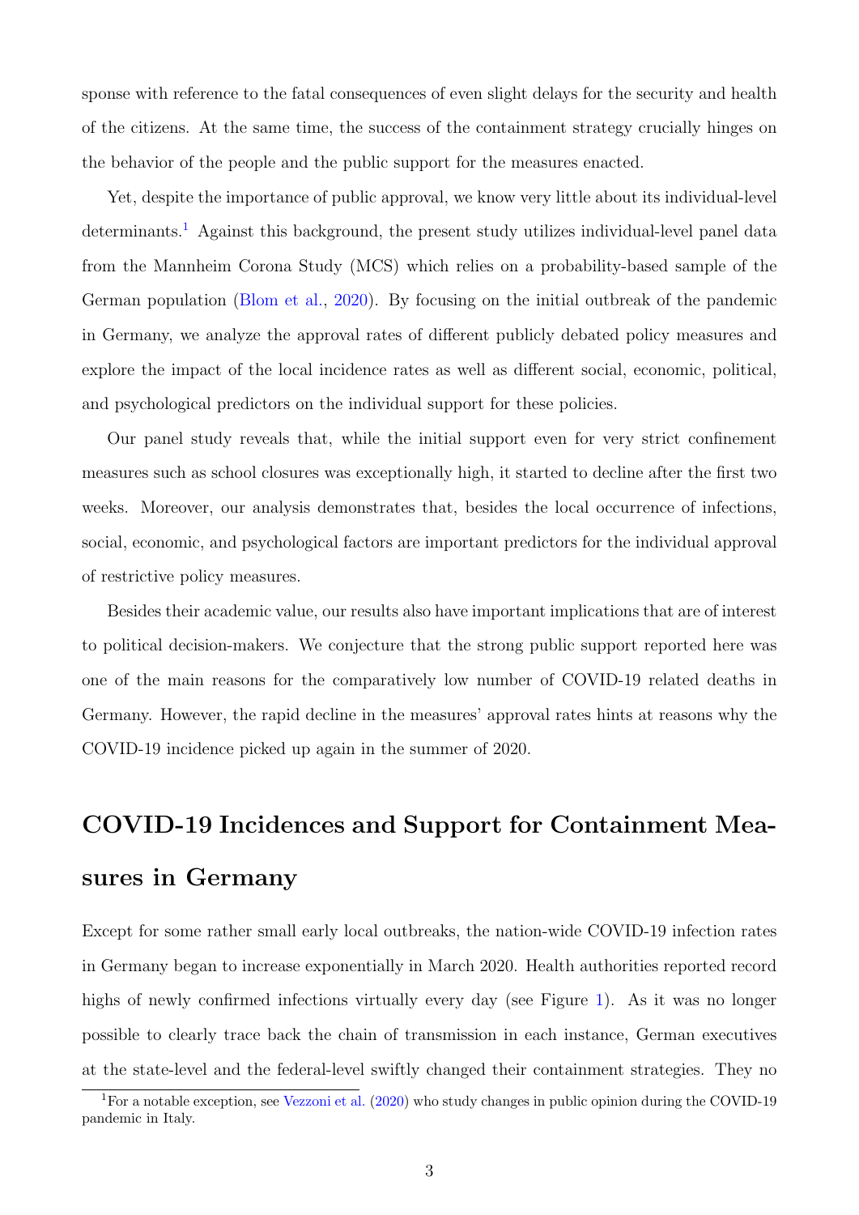sponse with reference to the fatal consequences of even slight delays for the security and health of the citizens. At the same time, the success of the containment strategy crucially hinges on the behavior of the people and the public support for the measures enacted.

Yet, despite the importance of public approval, we know very little about its individual-level determinants.[1] Against this background, the present study utilizes individual-level panel data from the Mannheim Corona Study (MCS) which relies on a probability-based sample of the German population (Blom et al., 2020). By focusing on the initial outbreak of the pandemic in Germany, we analyze the approval rates of different publicly debated policy measures and explore the impact of the local incidence rates as well as different social, economic, political, and psychological predictors on the individual support for these policies.

Our panel study reveals that, while the initial support even for very strict confinement measures such as school closures was exceptionally high, it started to decline after the first two weeks. Moreover, our analysis demonstrates that, besides the local occurrence of infections, social, economic, and psychological factors are important predictors for the individual approval of restrictive policy measures.

Besides their academic value, our results also have important implications that are of interest to political decision-makers. We conjecture that the strong public support reported here was one of the main reasons for the comparatively low number of COVID-19 related deaths in Germany. However, the rapid decline in the measures' approval rates hints at reasons why the COVID-19 incidence picked up again in the summer of 2020.

## COVID-19 Incidences and Support for Containment Measures in Germany

Except for some rather small early local outbreaks, the nation-wide COVID-19 infection rates in Germany began to increase exponentially in March 2020. Health authorities reported record highs of newly confirmed infections virtually every day (see Figure 1). As it was no longer possible to clearly trace back the chain of transmission in each instance, German executives at the state-level and the federal-level swiftly changed their containment strategies. They no

[1] For a notable exception, see Vezzoni et al. (2020) who study changes in public opinion during the COVID-19 pandemic in Italy.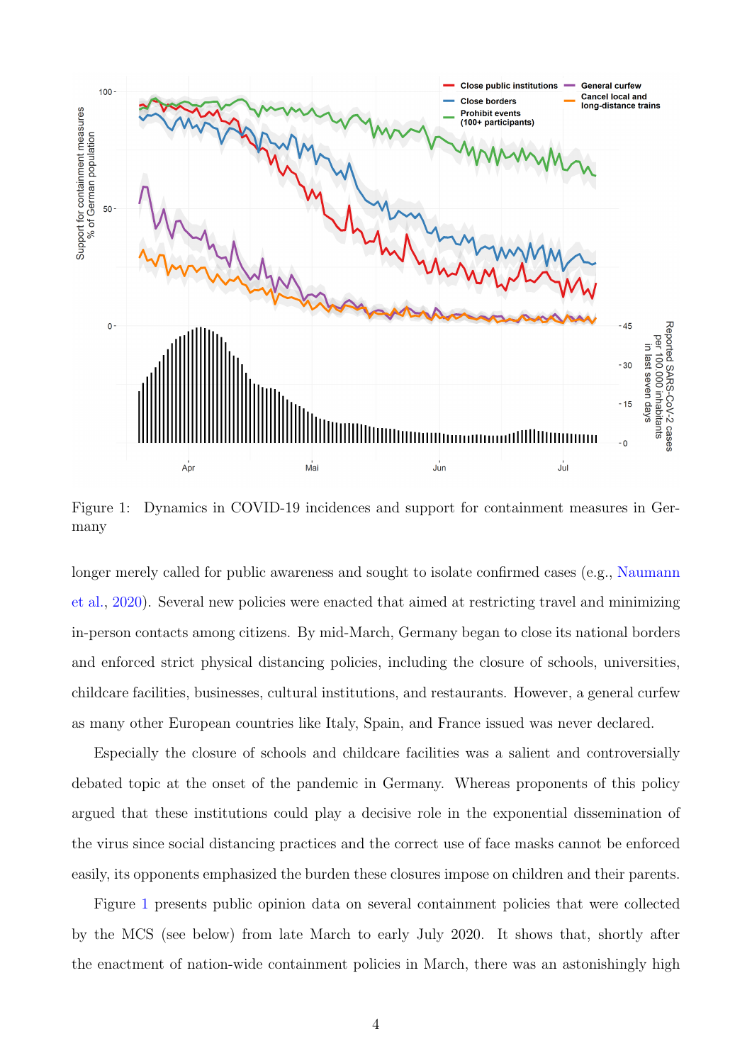Figure 1: Dynamics in COVID-19 incidences and support for containment measures in Germany

longer merely called for public awareness and sought to isolate confirmed cases (e.g., Naumann et al., 2020). Several new policies were enacted that aimed at restricting travel and minimizing in-person contacts among citizens. By mid-March, Germany began to close its national borders and enforced strict physical distancing policies, including the closure of schools, universities, childcare facilities, businesses, cultural institutions, and restaurants. However, a general curfew as many other European countries like Italy, Spain, and France issued was never declared.

Especially the closure of schools and childcare facilities was a salient and controversially debated topic at the onset of the pandemic in Germany. Whereas proponents of this policy argued that these institutions could play a decisive role in the exponential dissemination of the virus since social distancing practices and the correct use of face masks cannot be enforced easily, its opponents emphasized the burden these closures impose on children and their parents.

Figure 1 presents public opinion data on several containment policies that were collected by the MCS (see below) from late March to early July 2020. It shows that, shortly after the enactment of nation-wide containment policies in March, there was an astonishingly high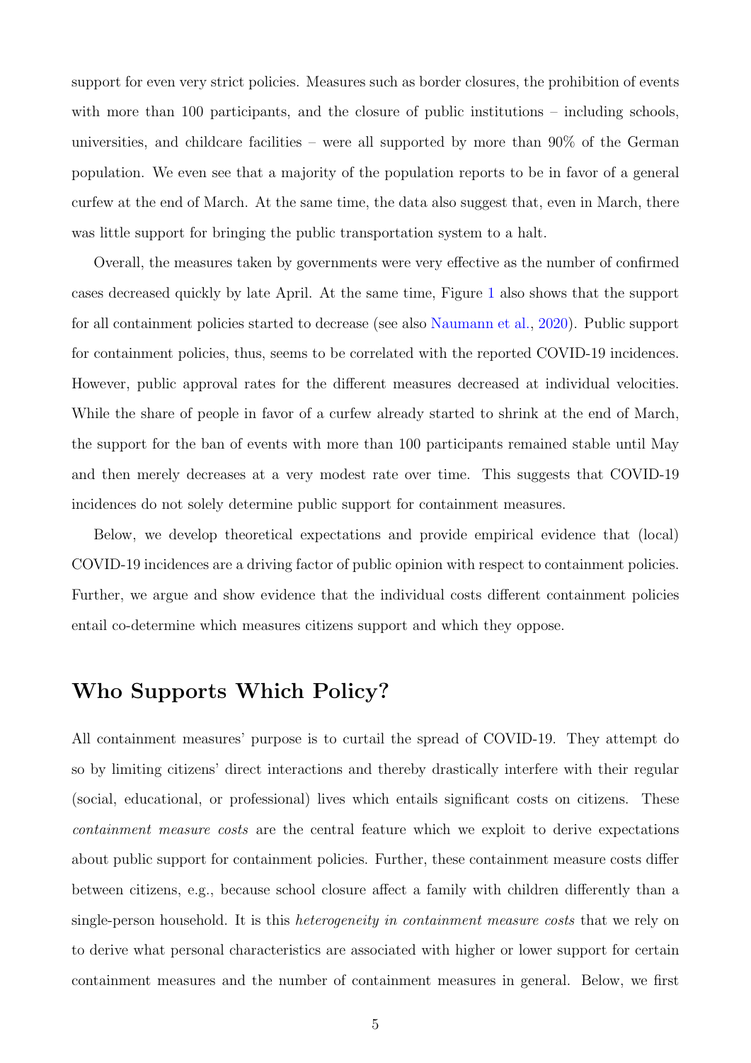support for even very strict policies. Measures such as border closures, the prohibition of events with more than 100 participants, and the closure of public institutions – including schools, universities, and childcare facilities – were all supported by more than 90% of the German population. We even see that a majority of the population reports to be in favor of a general curfew at the end of March. At the same time, the data also suggest that, even in March, there was little support for bringing the public transportation system to a halt.

Overall, the measures taken by governments were very effective as the number of confirmed cases decreased quickly by late April. At the same time, Figure 1 also shows that the support for all containment policies started to decrease (see also Naumann et al., 2020). Public support for containment policies, thus, seems to be correlated with the reported COVID-19 incidences. However, public approval rates for the different measures decreased at individual velocities. While the share of people in favor of a curfew already started to shrink at the end of March, the support for the ban of events with more than 100 participants remained stable until May and then merely decreases at a very modest rate over time. This suggests that COVID-19 incidences do not solely determine public support for containment measures.

Below, we develop theoretical expectations and provide empirical evidence that (local) COVID-19 incidences are a driving factor of public opinion with respect to containment policies. Further, we argue and show evidence that the individual costs different containment policies entail co-determine which measures citizens support and which they oppose.

## Who Supports Which Policy?

All containment measures' purpose is to curtail the spread of COVID-19. They attempt do so by limiting citizens' direct interactions and thereby drastically interfere with their regular (social, educational, or professional) lives which entails significant costs on citizens. These *containment measure costs* are the central feature which we exploit to derive expectations about public support for containment policies. Further, these containment measure costs differ between citizens, e.g., because school closure affect a family with children differently than a single-person household. It is this *heterogeneity in containment measure costs* that we rely on to derive what personal characteristics are associated with higher or lower support for certain containment measures and the number of containment measures in general. Below, we first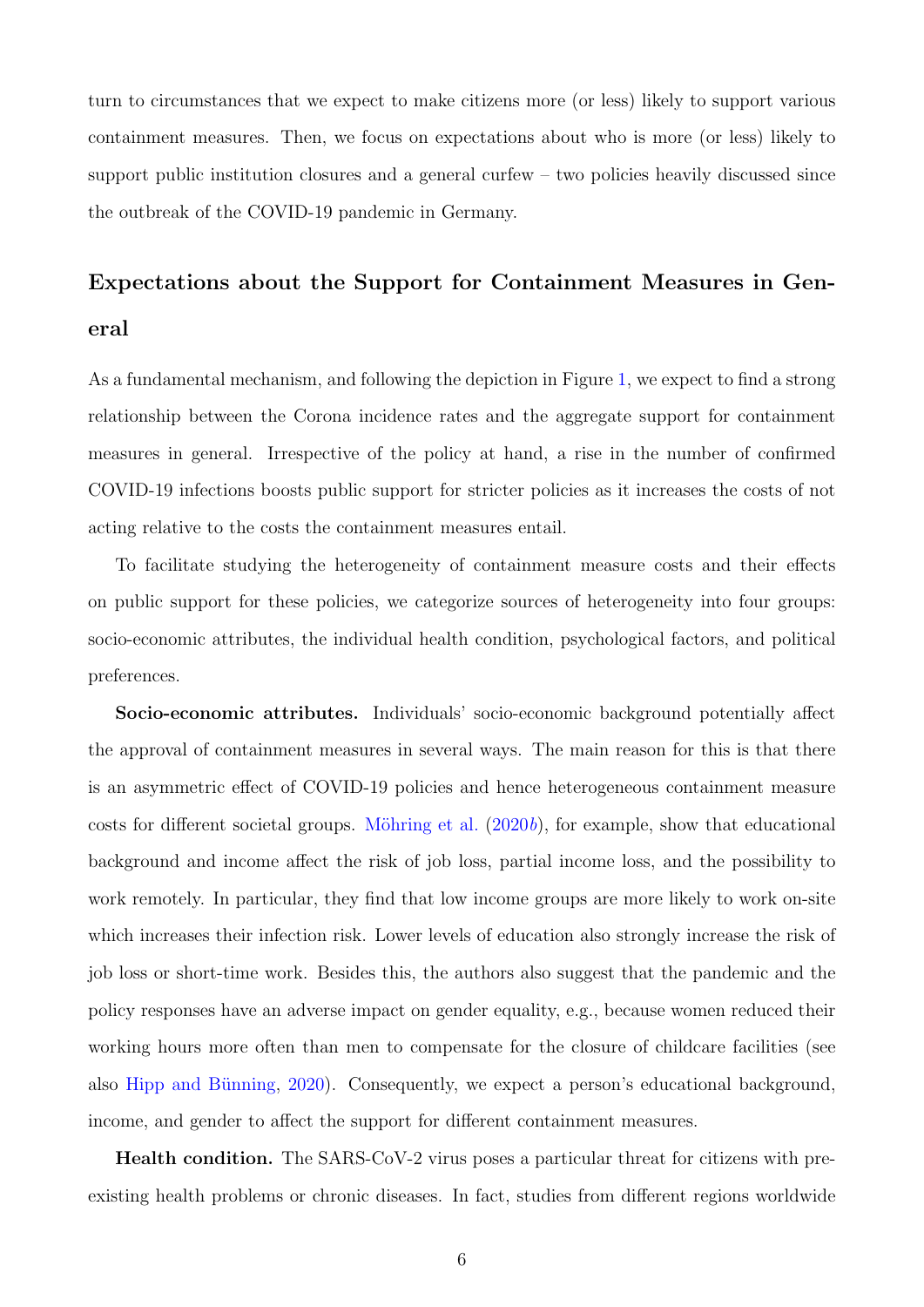turn to circumstances that we expect to make citizens more (or less) likely to support various containment measures. Then, we focus on expectations about who is more (or less) likely to support public institution closures and a general curfew – two policies heavily discussed since the outbreak of the COVID-19 pandemic in Germany.

## Expectations about the Support for Containment Measures in General

As a fundamental mechanism, and following the depiction in Figure 1, we expect to find a strong relationship between the Corona incidence rates and the aggregate support for containment measures in general. Irrespective of the policy at hand, a rise in the number of confirmed COVID-19 infections boosts public support for stricter policies as it increases the costs of not acting relative to the costs the containment measures entail.

To facilitate studying the heterogeneity of containment measure costs and their effects on public support for these policies, we categorize sources of heterogeneity into four groups: socio-economic attributes, the individual health condition, psychological factors, and political preferences.

**Socio-economic attributes.** Individuals' socio-economic background potentially affect the approval of containment measures in several ways. The main reason for this is that there is an asymmetric effect of COVID-19 policies and hence heterogeneous containment measure costs for different societal groups. Möhring et al. (2020*b*), for example, show that educational background and income affect the risk of job loss, partial income loss, and the possibility to work remotely. In particular, they find that low income groups are more likely to work on-site which increases their infection risk. Lower levels of education also strongly increase the risk of job loss or short-time work. Besides this, the authors also suggest that the pandemic and the policy responses have an adverse impact on gender equality, e.g., because women reduced their working hours more often than men to compensate for the closure of childcare facilities (see also Hipp and Bünning, 2020). Consequently, we expect a person's educational background, income, and gender to affect the support for different containment measures.

**Health condition.** The SARS-CoV-2 virus poses a particular threat for citizens with pre-existing health problems or chronic diseases. In fact, studies from different regions worldwide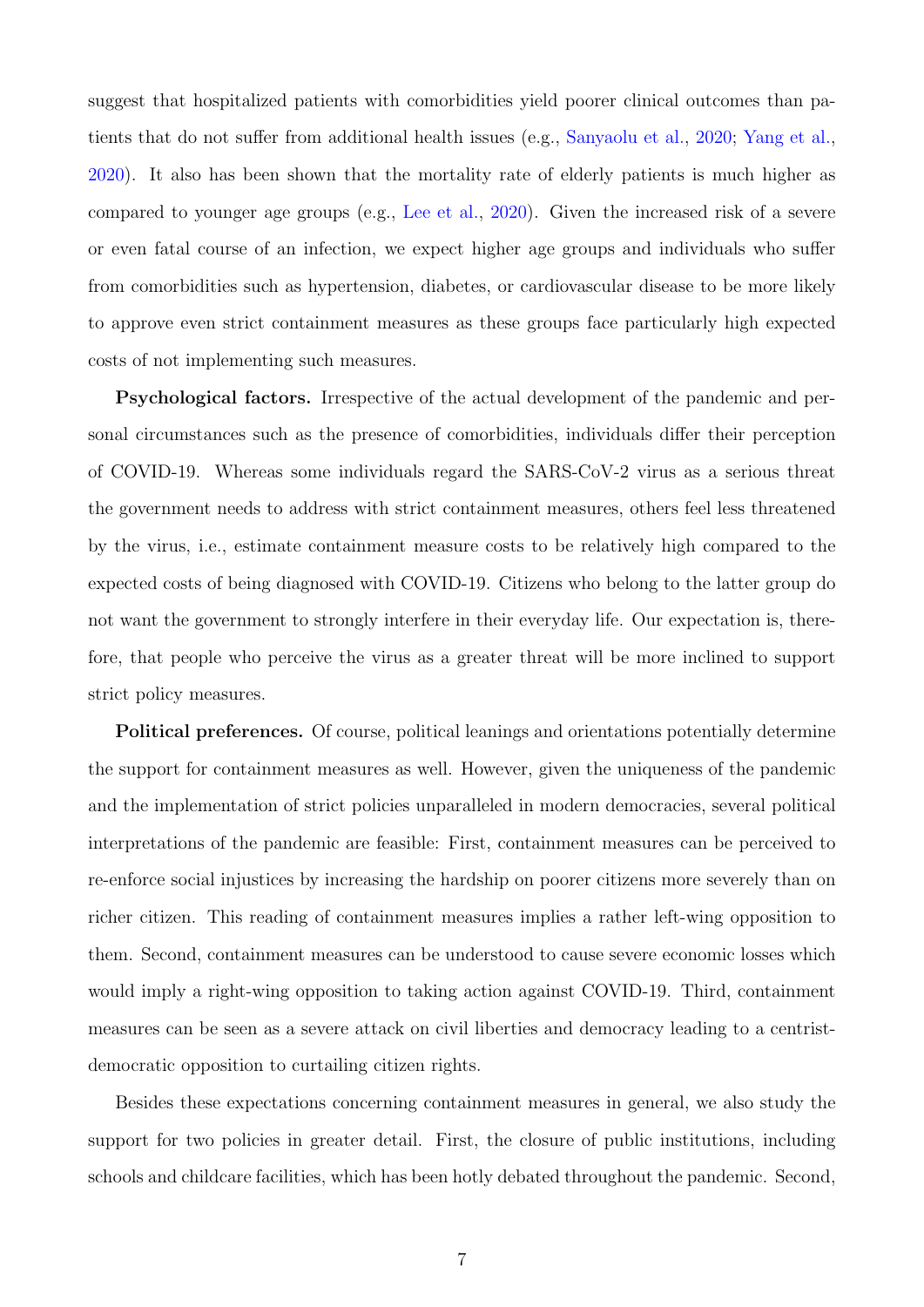suggest that hospitalized patients with comorbidities yield poorer clinical outcomes than patients that do not suffer from additional health issues (e.g., Sanyaolu et al., 2020; Yang et al., 2020). It also has been shown that the mortality rate of elderly patients is much higher as compared to younger age groups (e.g., Lee et al., 2020). Given the increased risk of a severe or even fatal course of an infection, we expect higher age groups and individuals who suffer from comorbidities such as hypertension, diabetes, or cardiovascular disease to be more likely to approve even strict containment measures as these groups face particularly high expected costs of not implementing such measures.

**Psychological factors.** Irrespective of the actual development of the pandemic and personal circumstances such as the presence of comorbidities, individuals differ their perception of COVID-19. Whereas some individuals regard the SARS-CoV-2 virus as a serious threat the government needs to address with strict containment measures, others feel less threatened by the virus, i.e., estimate containment measure costs to be relatively high compared to the expected costs of being diagnosed with COVID-19. Citizens who belong to the latter group do not want the government to strongly interfere in their everyday life. Our expectation is, therefore, that people who perceive the virus as a greater threat will be more inclined to support strict policy measures.

**Political preferences.** Of course, political leanings and orientations potentially determine the support for containment measures as well. However, given the uniqueness of the pandemic and the implementation of strict policies unparalleled in modern democracies, several political interpretations of the pandemic are feasible: First, containment measures can be perceived to re-enforce social injustices by increasing the hardship on poorer citizens more severely than on richer citizen. This reading of containment measures implies a rather left-wing opposition to them. Second, containment measures can be understood to cause severe economic losses which would imply a right-wing opposition to taking action against COVID-19. Third, containment measures can be seen as a severe attack on civil liberties and democracy leading to a centrist-democratic opposition to curtailing citizen rights.

Besides these expectations concerning containment measures in general, we also study the support for two policies in greater detail. First, the closure of public institutions, including schools and childcare facilities, which has been hotly debated throughout the pandemic. Second,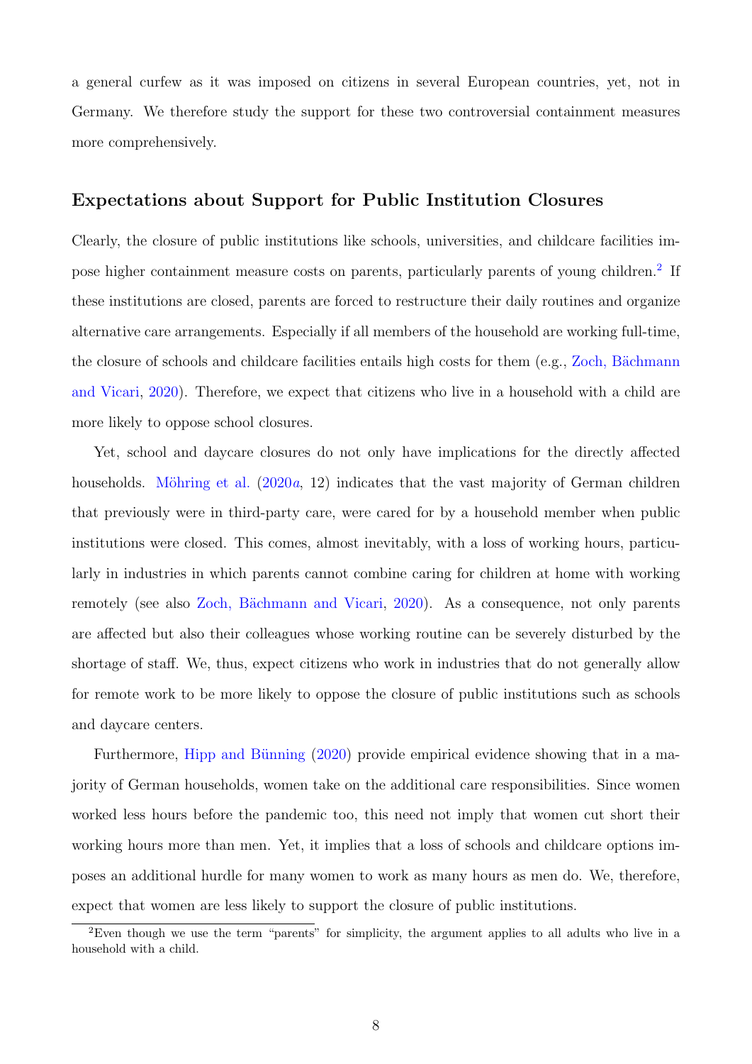a general curfew as it was imposed on citizens in several European countries, yet, not in Germany. We therefore study the support for these two controversial containment measures more comprehensively.

## Expectations about Support for Public Institution Closures

Clearly, the closure of public institutions like schools, universities, and childcare facilities impose higher containment measure costs on parents, particularly parents of young children.[2] If these institutions are closed, parents are forced to restructure their daily routines and organize alternative care arrangements. Especially if all members of the household are working full-time, the closure of schools and childcare facilities entails high costs for them (e.g., Zoch, Bächmann and Vicari, 2020). Therefore, we expect that citizens who live in a household with a child are more likely to oppose school closures.

Yet, school and daycare closures do not only have implications for the directly affected households. Möhring et al. (2020*a*, 12) indicates that the vast majority of German children that previously were in third-party care, were cared for by a household member when public institutions were closed. This comes, almost inevitably, with a loss of working hours, particularly in industries in which parents cannot combine caring for children at home with working remotely (see also Zoch, Bächmann and Vicari, 2020). As a consequence, not only parents are affected but also their colleagues whose working routine can be severely disturbed by the shortage of staff. We, thus, expect citizens who work in industries that do not generally allow for remote work to be more likely to oppose the closure of public institutions such as schools and daycare centers.

Furthermore, Hipp and Bünning (2020) provide empirical evidence showing that in a majority of German households, women take on the additional care responsibilities. Since women worked less hours before the pandemic too, this need not imply that women cut short their working hours more than men. Yet, it implies that a loss of schools and childcare options imposes an additional hurdle for many women to work as many hours as men do. We, therefore, expect that women are less likely to support the closure of public institutions.

[2] Even though we use the term "parents" for simplicity, the argument applies to all adults who live in a household with a child.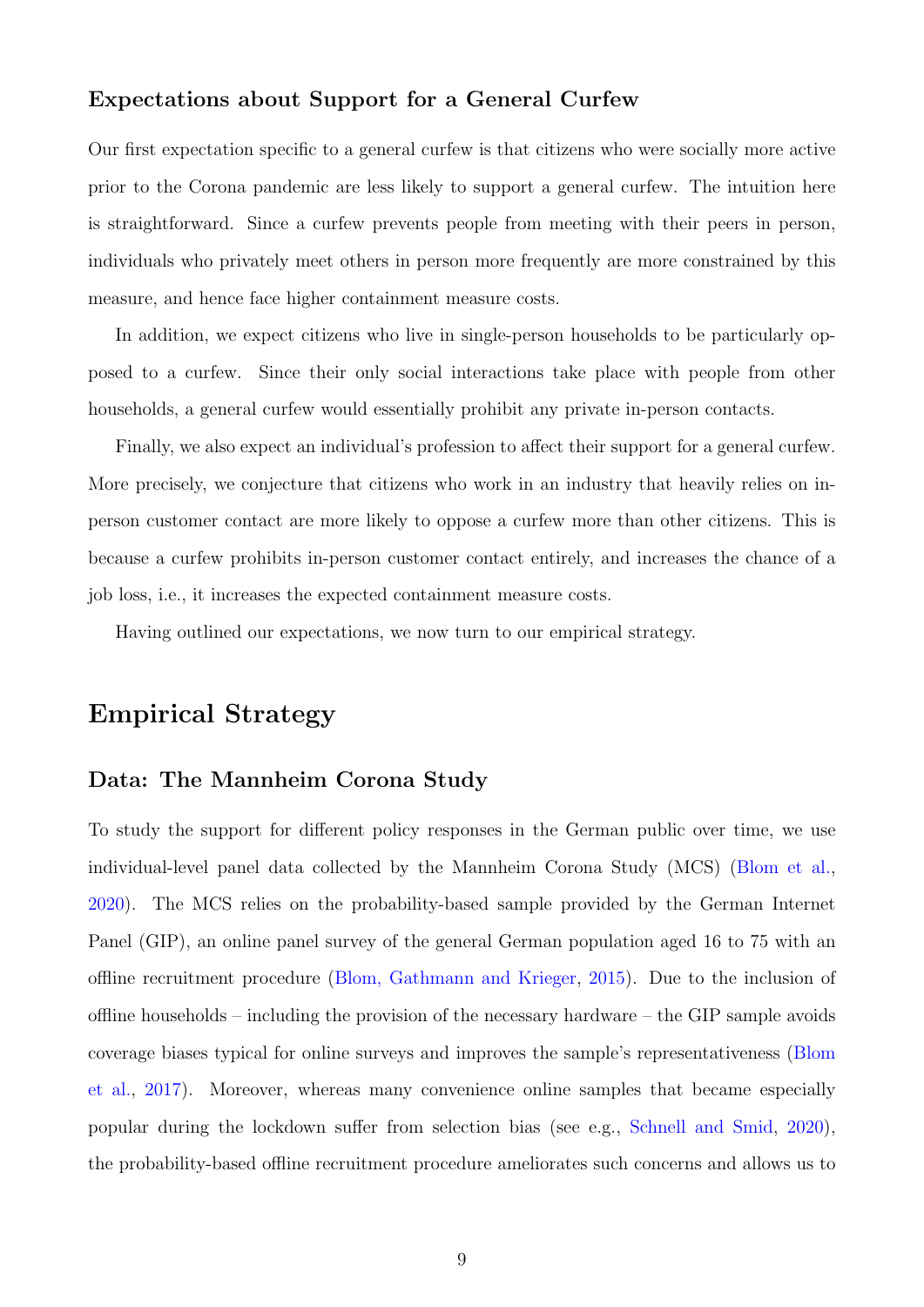### Expectations about Support for a General Curfew

Our first expectation specific to a general curfew is that citizens who were socially more active prior to the Corona pandemic are less likely to support a general curfew. The intuition here is straightforward. Since a curfew prevents people from meeting with their peers in person, individuals who privately meet others in person more frequently are more constrained by this measure, and hence face higher containment measure costs.

In addition, we expect citizens who live in single-person households to be particularly opposed to a curfew. Since their only social interactions take place with people from other households, a general curfew would essentially prohibit any private in-person contacts.

Finally, we also expect an individual's profession to affect their support for a general curfew. More precisely, we conjecture that citizens who work in an industry that heavily relies on in-person customer contact are more likely to oppose a curfew more than other citizens. This is because a curfew prohibits in-person customer contact entirely, and increases the chance of a job loss, i.e., it increases the expected containment measure costs.

Having outlined our expectations, we now turn to our empirical strategy.

## Empirical Strategy

### Data: The Mannheim Corona Study

To study the support for different policy responses in the German public over time, we use individual-level panel data collected by the Mannheim Corona Study (MCS) (Blom et al., 2020). The MCS relies on the probability-based sample provided by the German Internet Panel (GIP), an online panel survey of the general German population aged 16 to 75 with an offline recruitment procedure (Blom, Gathmann and Krieger, 2015). Due to the inclusion of offline households – including the provision of the necessary hardware – the GIP sample avoids coverage biases typical for online surveys and improves the sample's representativeness (Blom et al., 2017). Moreover, whereas many convenience online samples that became especially popular during the lockdown suffer from selection bias (see e.g., Schnell and Smid, 2020), the probability-based offline recruitment procedure ameliorates such concerns and allows us to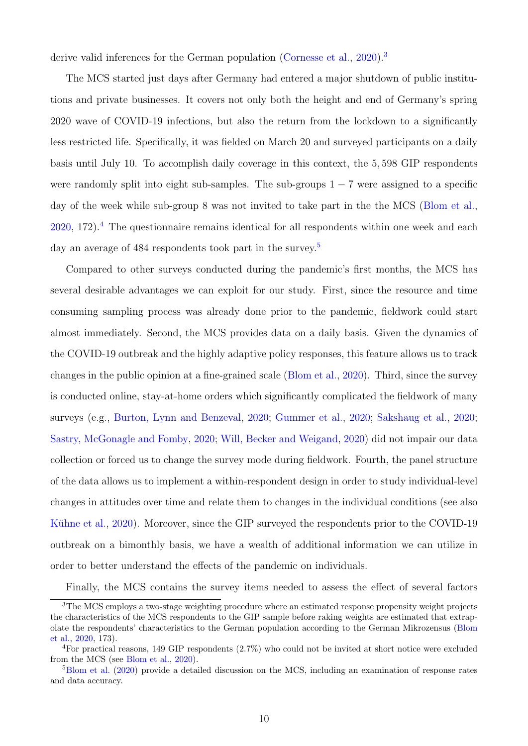derive valid inferences for the German population (Cornesse et al., 2020).[3]

The MCS started just days after Germany had entered a major shutdown of public institutions and private businesses. It covers not only both the height and end of Germany's spring 2020 wave of COVID-19 infections, but also the return from the lockdown to a significantly less restricted life. Specifically, it was fielded on March 20 and surveyed participants on a daily basis until July 10. To accomplish daily coverage in this context, the 5,598 GIP respondents were randomly split into eight sub-samples. The sub-groups $1-7$ were assigned to a specific day of the week while sub-group 8 was not invited to take part in the the MCS (Blom et al., 2020, 172).[4] The questionnaire remains identical for all respondents within one week and each day an average of 484 respondents took part in the survey.[5]

Compared to other surveys conducted during the pandemic's first months, the MCS has several desirable advantages we can exploit for our study. First, since the resource and time consuming sampling process was already done prior to the pandemic, fieldwork could start almost immediately. Second, the MCS provides data on a daily basis. Given the dynamics of the COVID-19 outbreak and the highly adaptive policy responses, this feature allows us to track changes in the public opinion at a fine-grained scale (Blom et al., 2020). Third, since the survey is conducted online, stay-at-home orders which significantly complicated the fieldwork of many surveys (e.g., Burton, Lynn and Benzeval, 2020; Gummer et al., 2020; Sakshaug et al., 2020; Sastry, McGonagle and Fomby, 2020; Will, Becker and Weigand, 2020) did not impair our data collection or forced us to change the survey mode during fieldwork. Fourth, the panel structure of the data allows us to implement a within-respondent design in order to study individual-level changes in attitudes over time and relate them to changes in the individual conditions (see also Kühne et al., 2020). Moreover, since the GIP surveyed the respondents prior to the COVID-19 outbreak on a bimonthly basis, we have a wealth of additional information we can utilize in order to better understand the effects of the pandemic on individuals.

Finally, the MCS contains the survey items needed to assess the effect of several factors

[3]The MCS employs a two-stage weighting procedure where an estimated response propensity weight projects the characteristics of the MCS respondents to the GIP sample before raking weights are estimated that extrapolate the respondents' characteristics to the German population according to the German Mikrozensus (Blom et al., 2020, 173).

[4]For practical reasons, 149 GIP respondents (2.7%) who could not be invited at short notice were excluded from the MCS (see Blom et al., 2020).

[5]Blom et al. (2020) provide a detailed discussion on the MCS, including an examination of response rates and data accuracy.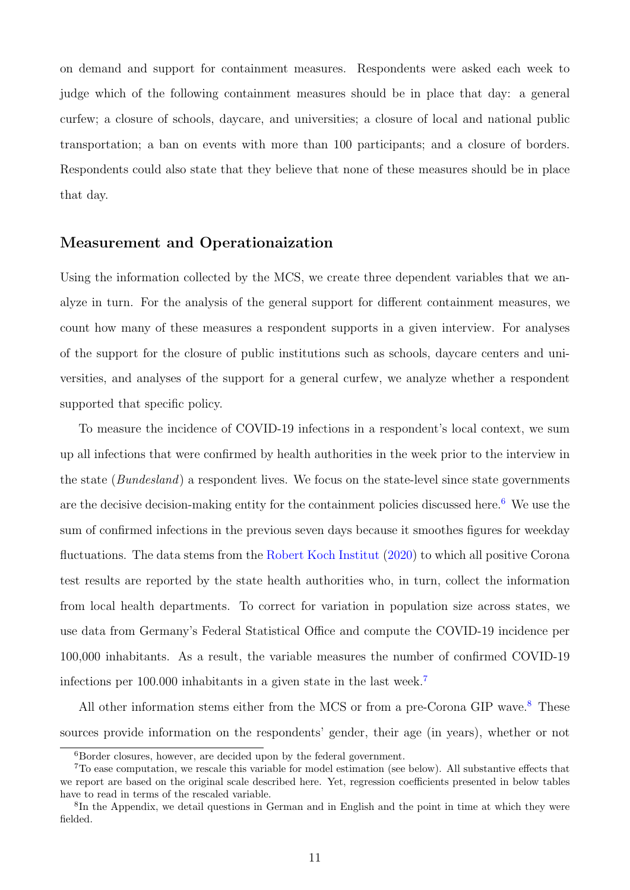on demand and support for containment measures. Respondents were asked each week to judge which of the following containment measures should be in place that day: a general curfew; a closure of schools, daycare, and universities; a closure of local and national public transportation; a ban on events with more than 100 participants; and a closure of borders. Respondents could also state that they believe that none of these measures should be in place that day.

## Measurement and Operationaization

Using the information collected by the MCS, we create three dependent variables that we analyze in turn. For the analysis of the general support for different containment measures, we count how many of these measures a respondent supports in a given interview. For analyses of the support for the closure of public institutions such as schools, daycare centers and universities, and analyses of the support for a general curfew, we analyze whether a respondent supported that specific policy.

To measure the incidence of COVID-19 infections in a respondent's local context, we sum up all infections that were confirmed by health authorities in the week prior to the interview in the state (*Bundesland*) a respondent lives. We focus on the state-level since state governments are the decisive decision-making entity for the containment policies discussed here.[6] We use the sum of confirmed infections in the previous seven days because it smoothes figures for weekday fluctuations. The data stems from the Robert Koch Institut (2020) to which all positive Corona test results are reported by the state health authorities who, in turn, collect the information from local health departments. To correct for variation in population size across states, we use data from Germany's Federal Statistical Office and compute the COVID-19 incidence per 100,000 inhabitants. As a result, the variable measures the number of confirmed COVID-19 infections per 100.000 inhabitants in a given state in the last week.[7]

All other information stems either from the MCS or from a pre-Corona GIP wave.[8] These sources provide information on the respondents' gender, their age (in years), whether or not

[6] Border closures, however, are decided upon by the federal government.

[7] To ease computation, we rescale this variable for model estimation (see below). All substantive effects that we report are based on the original scale described here. Yet, regression coefficients presented in below tables have to read in terms of the rescaled variable.

[8] In the Appendix, we detail questions in German and in English and the point in time at which they were fielded.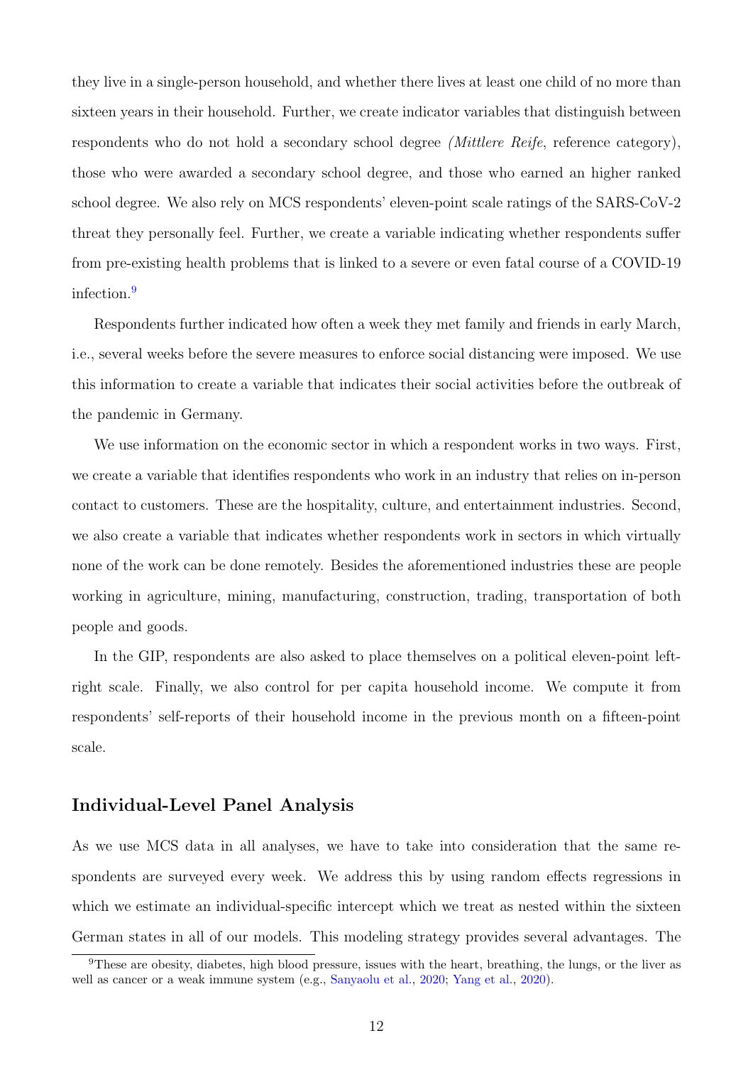they live in a single-person household, and whether there lives at least one child of no more than sixteen years in their household. Further, we create indicator variables that distinguish between respondents who do not hold a secondary school degree *(Mittlere Reife*, reference category), those who were awarded a secondary school degree, and those who earned an higher ranked school degree. We also rely on MCS respondents' eleven-point scale ratings of the SARS-CoV-2 threat they personally feel. Further, we create a variable indicating whether respondents suffer from pre-existing health problems that is linked to a severe or even fatal course of a COVID-19 infection.[9]

Respondents further indicated how often a week they met family and friends in early March, i.e., several weeks before the severe measures to enforce social distancing were imposed. We use this information to create a variable that indicates their social activities before the outbreak of the pandemic in Germany.

We use information on the economic sector in which a respondent works in two ways. First, we create a variable that identifies respondents who work in an industry that relies on in-person contact to customers. These are the hospitality, culture, and entertainment industries. Second, we also create a variable that indicates whether respondents work in sectors in which virtually none of the work can be done remotely. Besides the aforementioned industries these are people working in agriculture, mining, manufacturing, construction, trading, transportation of both people and goods.

In the GIP, respondents are also asked to place themselves on a political eleven-point left-right scale. Finally, we also control for per capita household income. We compute it from respondents' self-reports of their household income in the previous month on a fifteen-point scale.

## Individual-Level Panel Analysis

As we use MCS data in all analyses, we have to take into consideration that the same respondents are surveyed every week. We address this by using random effects regressions in which we estimate an individual-specific intercept which we treat as nested within the sixteen German states in all of our models. This modeling strategy provides several advantages. The

[9] These are obesity, diabetes, high blood pressure, issues with the heart, breathing, the lungs, or the liver as well as cancer or a weak immune system (e.g., Sanyaolu et al., 2020; Yang et al., 2020).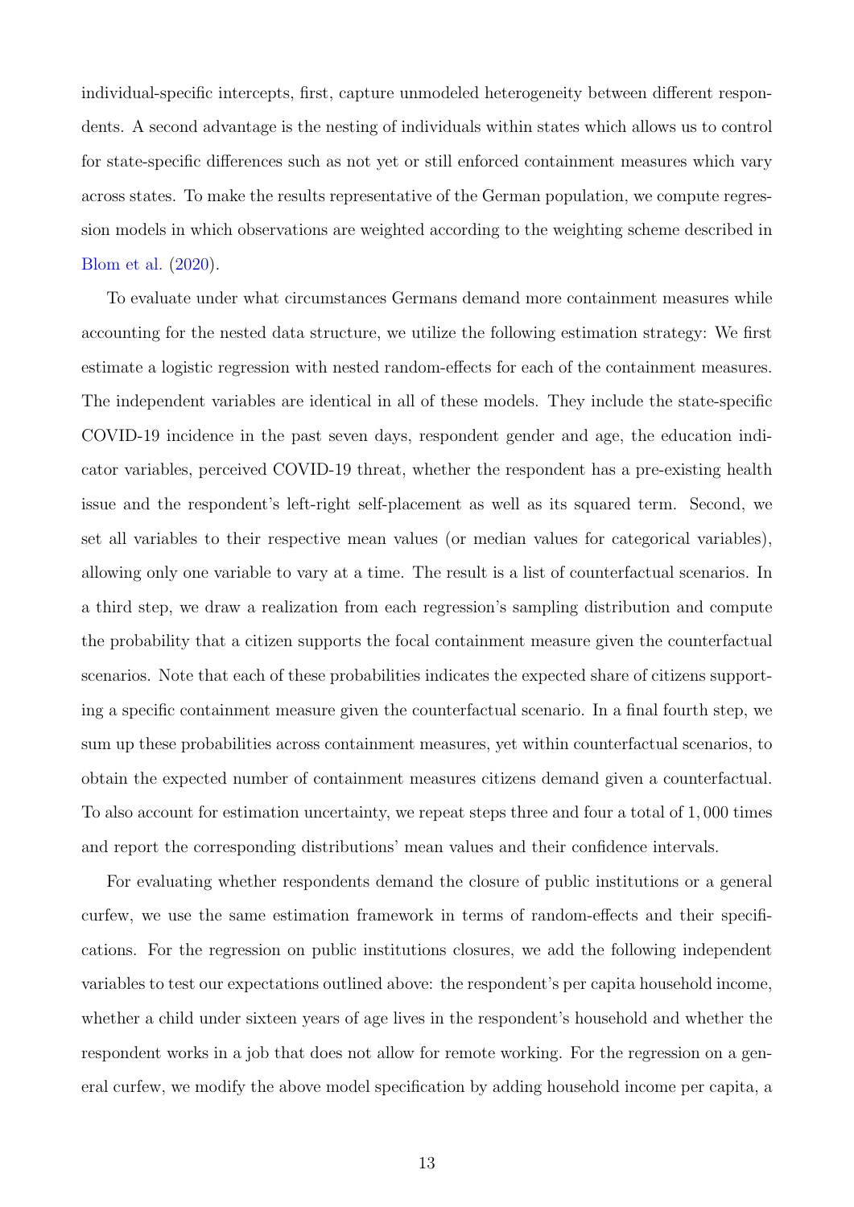individual-specific intercepts, first, capture unmodeled heterogeneity between different respondents. A second advantage is the nesting of individuals within states which allows us to control for state-specific differences such as not yet or still enforced containment measures which vary across states. To make the results representative of the German population, we compute regression models in which observations are weighted according to the weighting scheme described in Blom et al. (2020).

To evaluate under what circumstances Germans demand more containment measures while accounting for the nested data structure, we utilize the following estimation strategy: We first estimate a logistic regression with nested random-effects for each of the containment measures. The independent variables are identical in all of these models. They include the state-specific COVID-19 incidence in the past seven days, respondent gender and age, the education indicator variables, perceived COVID-19 threat, whether the respondent has a pre-existing health issue and the respondent's left-right self-placement as well as its squared term. Second, we set all variables to their respective mean values (or median values for categorical variables), allowing only one variable to vary at a time. The result is a list of counterfactual scenarios. In a third step, we draw a realization from each regression's sampling distribution and compute the probability that a citizen supports the focal containment measure given the counterfactual scenarios. Note that each of these probabilities indicates the expected share of citizens supporting a specific containment measure given the counterfactual scenario. In a final fourth step, we sum up these probabilities across containment measures, yet within counterfactual scenarios, to obtain the expected number of containment measures citizens demand given a counterfactual. To also account for estimation uncertainty, we repeat steps three and four a total of 1,000 times and report the corresponding distributions' mean values and their confidence intervals.

For evaluating whether respondents demand the closure of public institutions or a general curfew, we use the same estimation framework in terms of random-effects and their specifications. For the regression on public institutions closures, we add the following independent variables to test our expectations outlined above: the respondent's per capita household income, whether a child under sixteen years of age lives in the respondent's household and whether the respondent works in a job that does not allow for remote working. For the regression on a general curfew, we modify the above model specification by adding household income per capita, a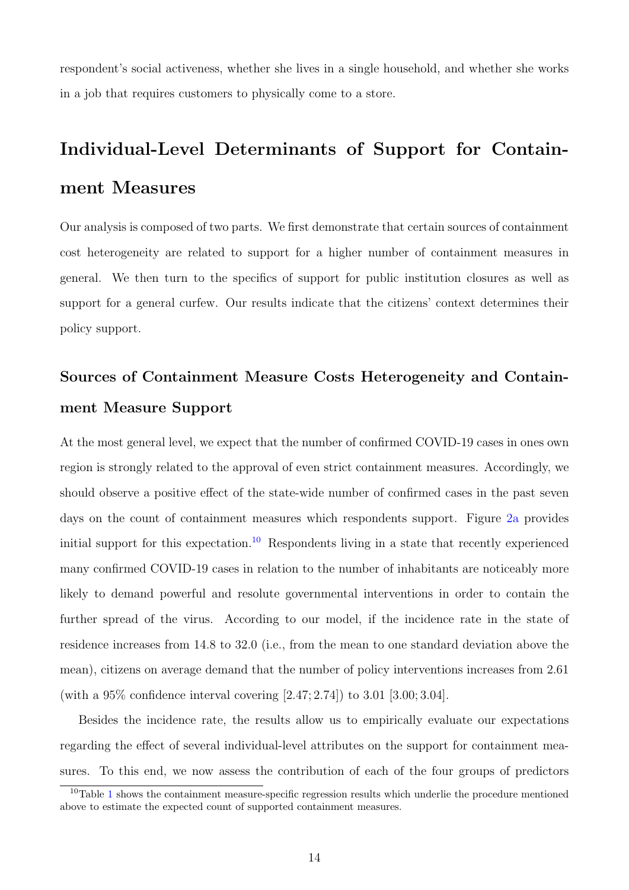respondent's social activeness, whether she lives in a single household, and whether she works in a job that requires customers to physically come to a store.

## Individual-Level Determinants of Support for Containment Measures

Our analysis is composed of two parts. We first demonstrate that certain sources of containment cost heterogeneity are related to support for a higher number of containment measures in general. We then turn to the specifics of support for public institution closures as well as support for a general curfew. Our results indicate that the citizens' context determines their policy support.

### Sources of Containment Measure Costs Heterogeneity and Containment Measure Support

At the most general level, we expect that the number of confirmed COVID-19 cases in ones own region is strongly related to the approval of even strict containment measures. Accordingly, we should observe a positive effect of the state-wide number of confirmed cases in the past seven days on the count of containment measures which respondents support. Figure 2a provides initial support for this expectation.[10] Respondents living in a state that recently experienced many confirmed COVID-19 cases in relation to the number of inhabitants are noticeably more likely to demand powerful and resolute governmental interventions in order to contain the further spread of the virus. According to our model, if the incidence rate in the state of residence increases from 14.8 to 32.0 (i.e., from the mean to one standard deviation above the mean), citizens on average demand that the number of policy interventions increases from 2.61 (with a 95% confidence interval covering [2.47; 2.74]) to 3.01 [3.00; 3.04].

Besides the incidence rate, the results allow us to empirically evaluate our expectations regarding the effect of several individual-level attributes on the support for containment measures. To this end, we now assess the contribution of each of the four groups of predictors

[10] Table 1 shows the containment measure-specific regression results which underlie the procedure mentioned above to estimate the expected count of supported containment measures.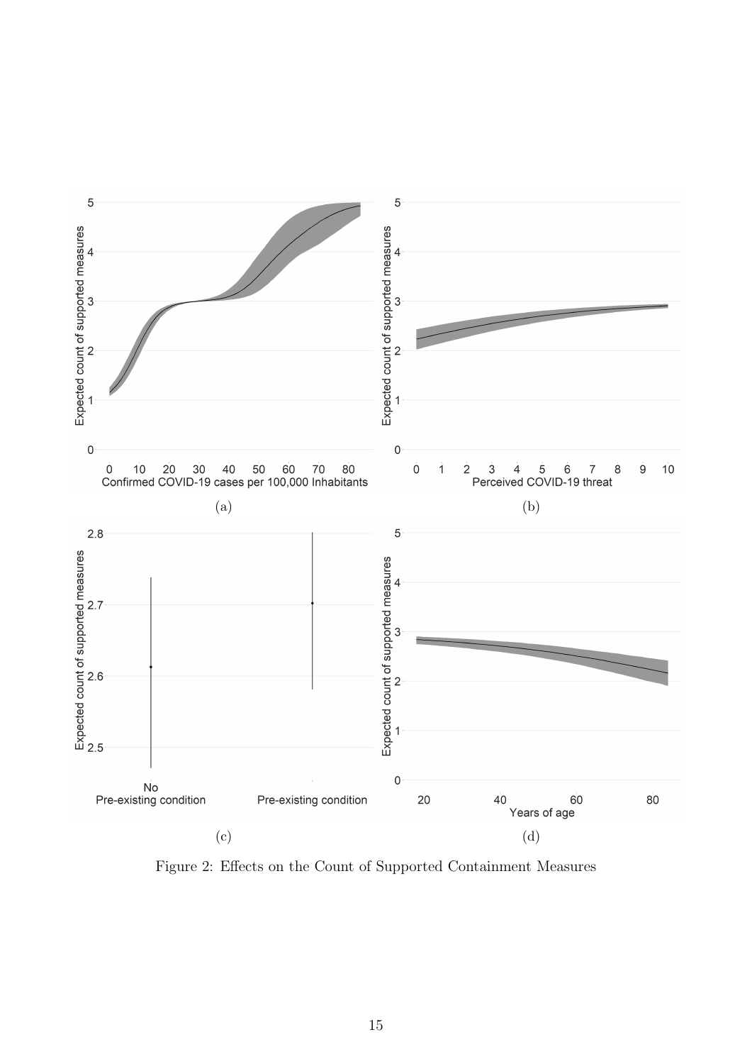Figure 2: Effects on the Count of Supported Containment Measures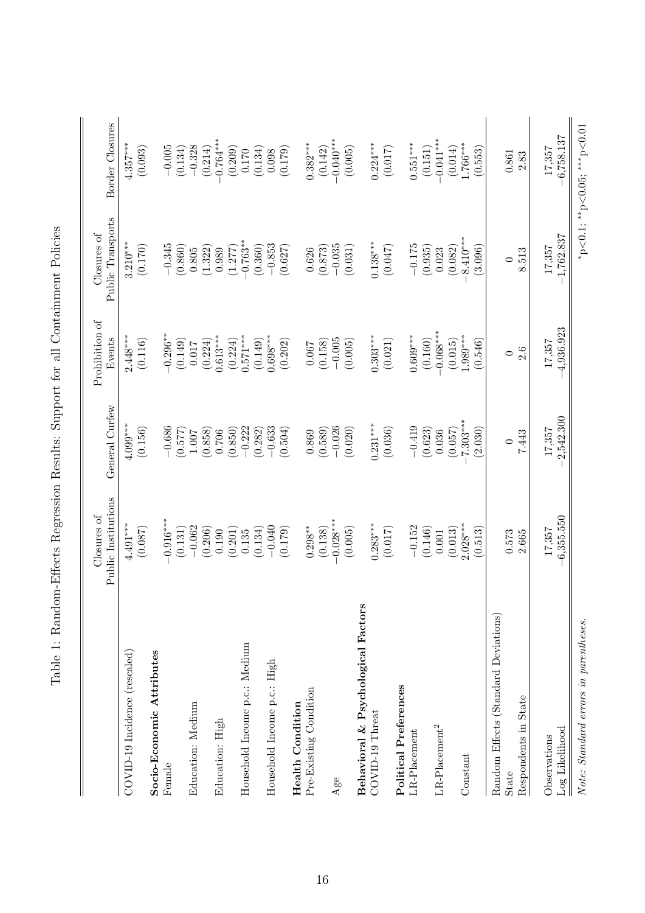Table 1: Random-Effects Regression Results: Support for all Containment Policies

| | Closures of Public Institutions | General Curfew | Prohibition of Events | Closures of Public Transports | Border Closures |
|---|---|---|---|---|---|
| COVID-19 Incidence (rescaled) | 4.491*** | 4.099*** | 2.448*** | 3.210*** | 4.357*** |
| | (0.087) | (0.156) | (0.116) | (0.170) | (0.093) |
| **Socio-Economic Attributes** | | | | | |
| Female | −0.916*** | −0.686 | −0.296** | −0.345 | −0.005 |
| | (0.131) | (0.577) | (0.149) | (0.860) | (0.134) |
| Education: Medium | −0.062 | 1.007 | 0.017 | 0.805 | −0.328 |
| | (0.206) | (0.858) | (0.224) | (1.322) | (0.214) |
| Education: High | 0.190 | 0.706 | 0.613*** | 0.989 | −0.764*** |
| | (0.201) | (0.850) | (0.224) | (1.277) | (0.209) |
| Household Income p.c.: Medium | 0.135 | −0.222 | 0.571*** | −0.763** | 0.170 |
| | (0.134) | (0.282) | (0.149) | (0.360) | (0.134) |
| Household Income p.c.: High | −0.040 | −0.633 | 0.698*** | −0.853 | 0.098 |
| | (0.179) | (0.504) | (0.202) | (0.627) | (0.179) |
| **Health Condition** | | | | | |
| Pre-Existing Condition | 0.298** | 0.869 | 0.067 | 0.626 | 0.382*** |
| | (0.138) | (0.589) | (0.158) | (0.873) | (0.142) |
| Age | −0.028*** | −0.026 | −0.005 | −0.035 | −0.040*** |
| | (0.005) | (0.020) | (0.005) | (0.031) | (0.005) |
| **Behavioral & Psychological Factors** | | | | | |
| COVID-19 Threat | 0.283*** | 0.231*** | 0.303*** | 0.138*** | 0.224*** |
| | (0.017) | (0.036) | (0.021) | (0.047) | (0.017) |
| **Political Preferences** | | | | | |
| LR-Placement | −0.152 | −0.419 | 0.609*** | −0.175 | 0.551*** |
| | (0.146) | (0.623) | (0.160) | (0.935) | (0.151) |
| LR-Placement$^2$ | 0.001 | 0.036 | −0.068*** | 0.023 | −0.041*** |
| | (0.013) | (0.057) | (0.015) | (0.082) | (0.014) |
| Constant | 2.028*** | −7.303*** | 1.989*** | −8.410*** | 1.766*** |
| | (0.513) | (2.030) | (0.546) | (3.096) | (0.553) |
| Random Effects (Standard Deviations) | | | | | |
| State | 0.573 | 0 | 0 | 0 | 0.861 |
| Respondents in State | 2.665 | 7.443 | 2.6 | 8.513 | 2.83 |
| Observations | 17,357 | 17,357 | 17,357 | 17,357 | 17,357 |
| Log Likelihood | −6,355.550 | −2,542.300 | −4,936.923 | −1,762.837 | −6,758.137 |

*Note: Standard errors in parentheses.* *p<0.1; **p<0.05; ***p<0.01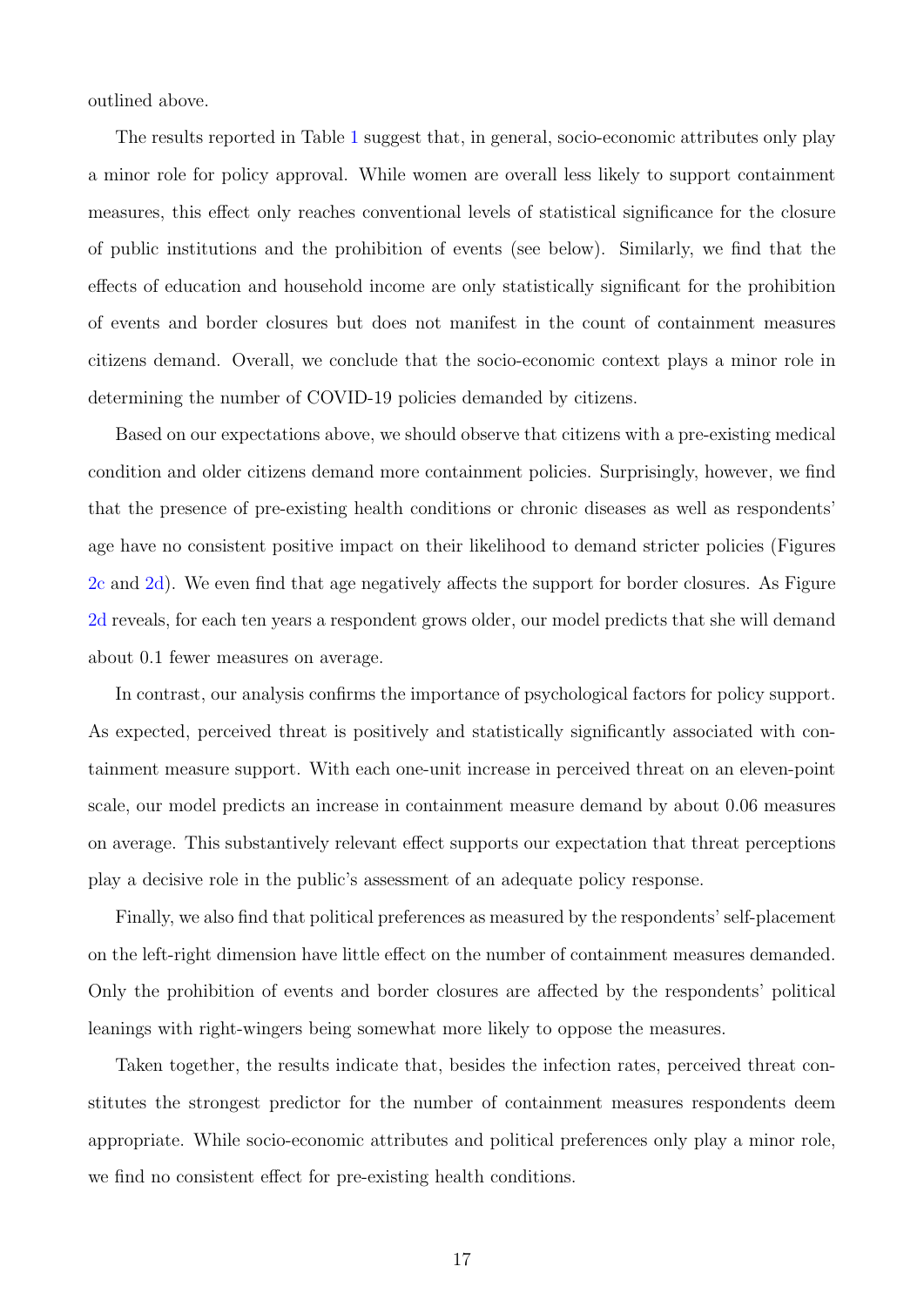outlined above.

The results reported in Table 1 suggest that, in general, socio-economic attributes only play a minor role for policy approval. While women are overall less likely to support containment measures, this effect only reaches conventional levels of statistical significance for the closure of public institutions and the prohibition of events (see below). Similarly, we find that the effects of education and household income are only statistically significant for the prohibition of events and border closures but does not manifest in the count of containment measures citizens demand. Overall, we conclude that the socio-economic context plays a minor role in determining the number of COVID-19 policies demanded by citizens.

Based on our expectations above, we should observe that citizens with a pre-existing medical condition and older citizens demand more containment policies. Surprisingly, however, we find that the presence of pre-existing health conditions or chronic diseases as well as respondents' age have no consistent positive impact on their likelihood to demand stricter policies (Figures 2c and 2d). We even find that age negatively affects the support for border closures. As Figure 2d reveals, for each ten years a respondent grows older, our model predicts that she will demand about 0.1 fewer measures on average.

In contrast, our analysis confirms the importance of psychological factors for policy support. As expected, perceived threat is positively and statistically significantly associated with containment measure support. With each one-unit increase in perceived threat on an eleven-point scale, our model predicts an increase in containment measure demand by about 0.06 measures on average. This substantively relevant effect supports our expectation that threat perceptions play a decisive role in the public's assessment of an adequate policy response.

Finally, we also find that political preferences as measured by the respondents' self-placement on the left-right dimension have little effect on the number of containment measures demanded. Only the prohibition of events and border closures are affected by the respondents' political leanings with right-wingers being somewhat more likely to oppose the measures.

Taken together, the results indicate that, besides the infection rates, perceived threat constitutes the strongest predictor for the number of containment measures respondents deem appropriate. While socio-economic attributes and political preferences only play a minor role, we find no consistent effect for pre-existing health conditions.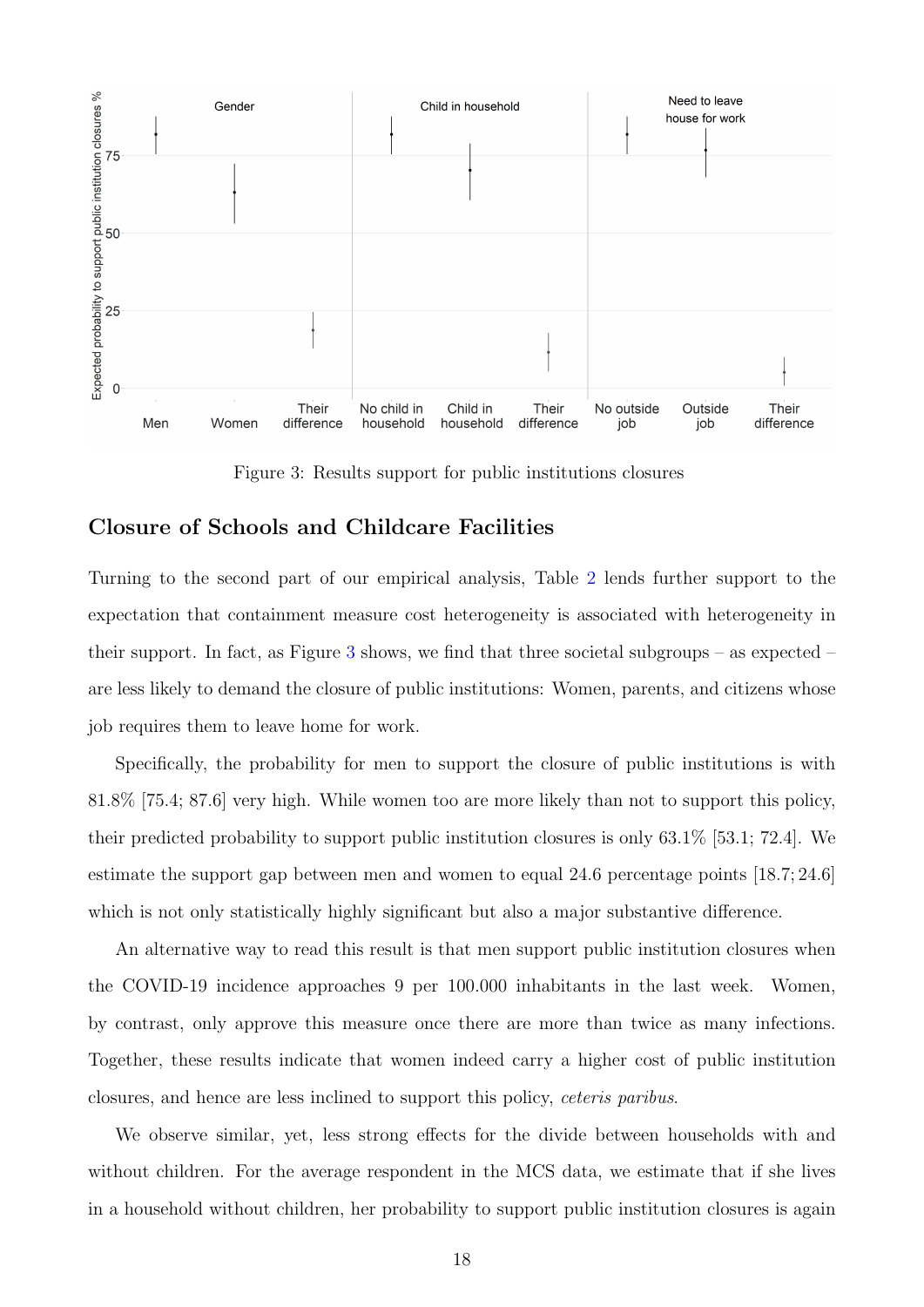Figure 3: Results support for public institutions closures

## Closure of Schools and Childcare Facilities

Turning to the second part of our empirical analysis, Table 2 lends further support to the expectation that containment measure cost heterogeneity is associated with heterogeneity in their support. In fact, as Figure 3 shows, we find that three societal subgroups – as expected – are less likely to demand the closure of public institutions: Women, parents, and citizens whose job requires them to leave home for work.

Specifically, the probability for men to support the closure of public institutions is with 81.8% [75.4; 87.6] very high. While women too are more likely than not to support this policy, their predicted probability to support public institution closures is only 63.1% [53.1; 72.4]. We estimate the support gap between men and women to equal 24.6 percentage points [18.7; 24.6] which is not only statistically highly significant but also a major substantive difference.

An alternative way to read this result is that men support public institution closures when the COVID-19 incidence approaches 9 per 100.000 inhabitants in the last week. Women, by contrast, only approve this measure once there are more than twice as many infections. Together, these results indicate that women indeed carry a higher cost of public institution closures, and hence are less inclined to support this policy, *ceteris paribus*.

We observe similar, yet, less strong effects for the divide between households with and without children. For the average respondent in the MCS data, we estimate that if she lives in a household without children, her probability to support public institution closures is again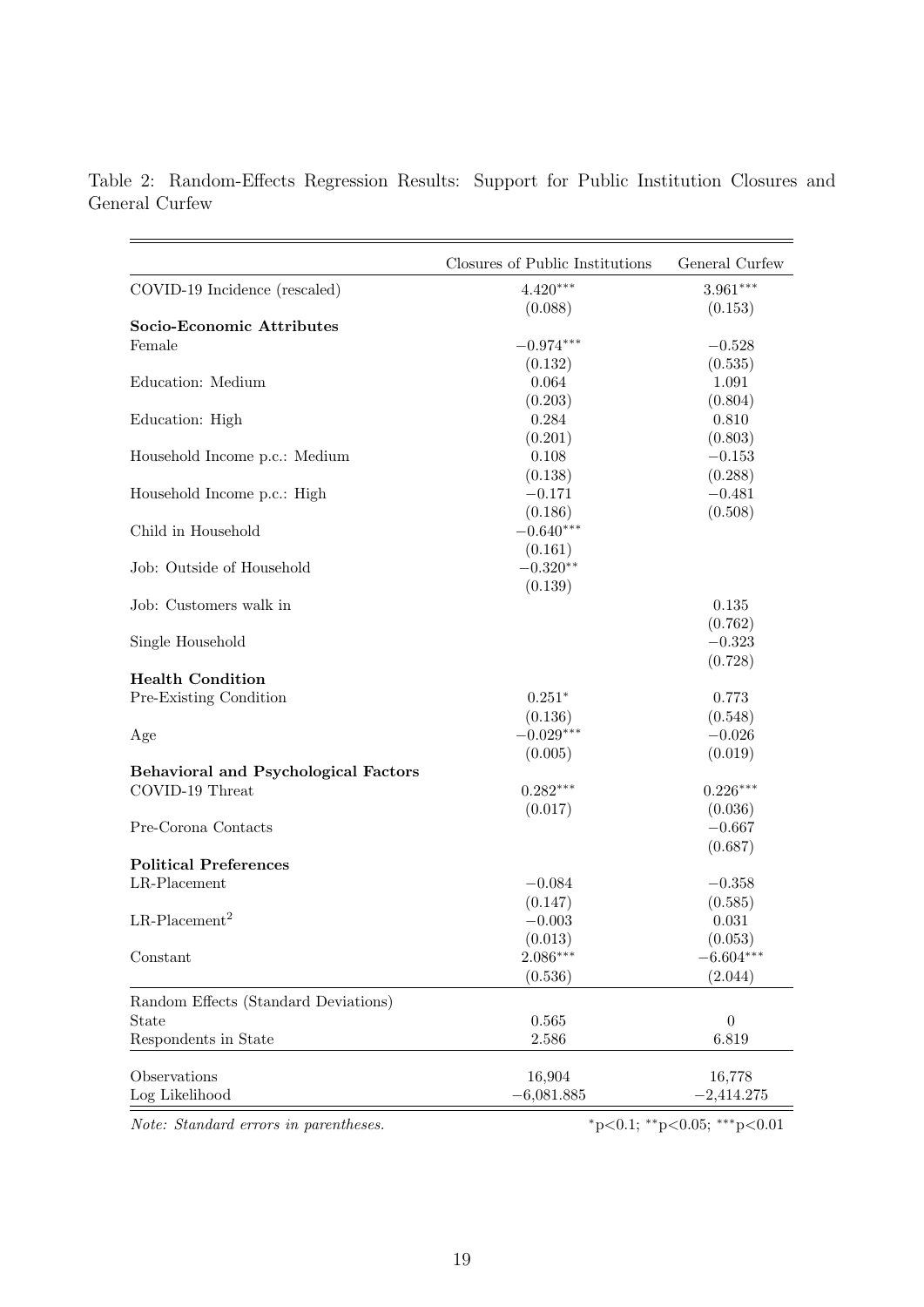Table 2: Random-Effects Regression Results: Support for Public Institution Closures and General Curfew

| | Closures of Public Institutions | General Curfew |
|---|---|---|
| COVID-19 Incidence (rescaled) | $4.420^{***}$ | $3.961^{***}$ |
| | (0.088) | (0.153) |
| **Socio-Economic Attributes** | | |
| Female | $-0.974^{***}$ | $-0.528$ |
| | (0.132) | (0.535) |
| Education: Medium | 0.064 | 1.091 |
| | (0.203) | (0.804) |
| Education: High | 0.284 | 0.810 |
| | (0.201) | (0.803) |
| Household Income p.c.: Medium | 0.108 | $-0.153$ |
| | (0.138) | (0.288) |
| Household Income p.c.: High | $-0.171$ | $-0.481$ |
| | (0.186) | (0.508) |
| Child in Household | $-0.640^{***}$ | |
| | (0.161) | |
| Job: Outside of Household | $-0.320^{**}$ | |
| | (0.139) | |
| Job: Customers walk in | | 0.135 |
| | | (0.762) |
| Single Household | | $-0.323$ |
| | | (0.728) |
| **Health Condition** | | |
| Pre-Existing Condition | $0.251^{*}$ | 0.773 |
| | (0.136) | (0.548) |
| Age | $-0.029^{***}$ | $-0.026$ |
| | (0.005) | (0.019) |
| **Behavioral and Psychological Factors** | | |
| COVID-19 Threat | $0.282^{***}$ | $0.226^{***}$ |
| | (0.017) | (0.036) |
| Pre-Corona Contacts | | $-0.667$ |
| | | (0.687) |
| **Political Preferences** | | |
| LR-Placement | $-0.084$ | $-0.358$ |
| | (0.147) | (0.585) |
| LR-Placement$^2$ | $-0.003$ | 0.031 |
| | (0.013) | (0.053) |
| Constant | $2.086^{***}$ | $-6.604^{***}$ |
| | (0.536) | (2.044) |
| Random Effects (Standard Deviations) | | |
| State | 0.565 | 0 |
| Respondents in State | 2.586 | 6.819 |
| Observations | 16,904 | 16,778 |
| Log Likelihood | $-6{,}081.885$ | $-2{,}414.275$ |

*Note: Standard errors in parentheses.* $^{*}$p<0.1; $^{**}$p<0.05; $^{***}$p<0.01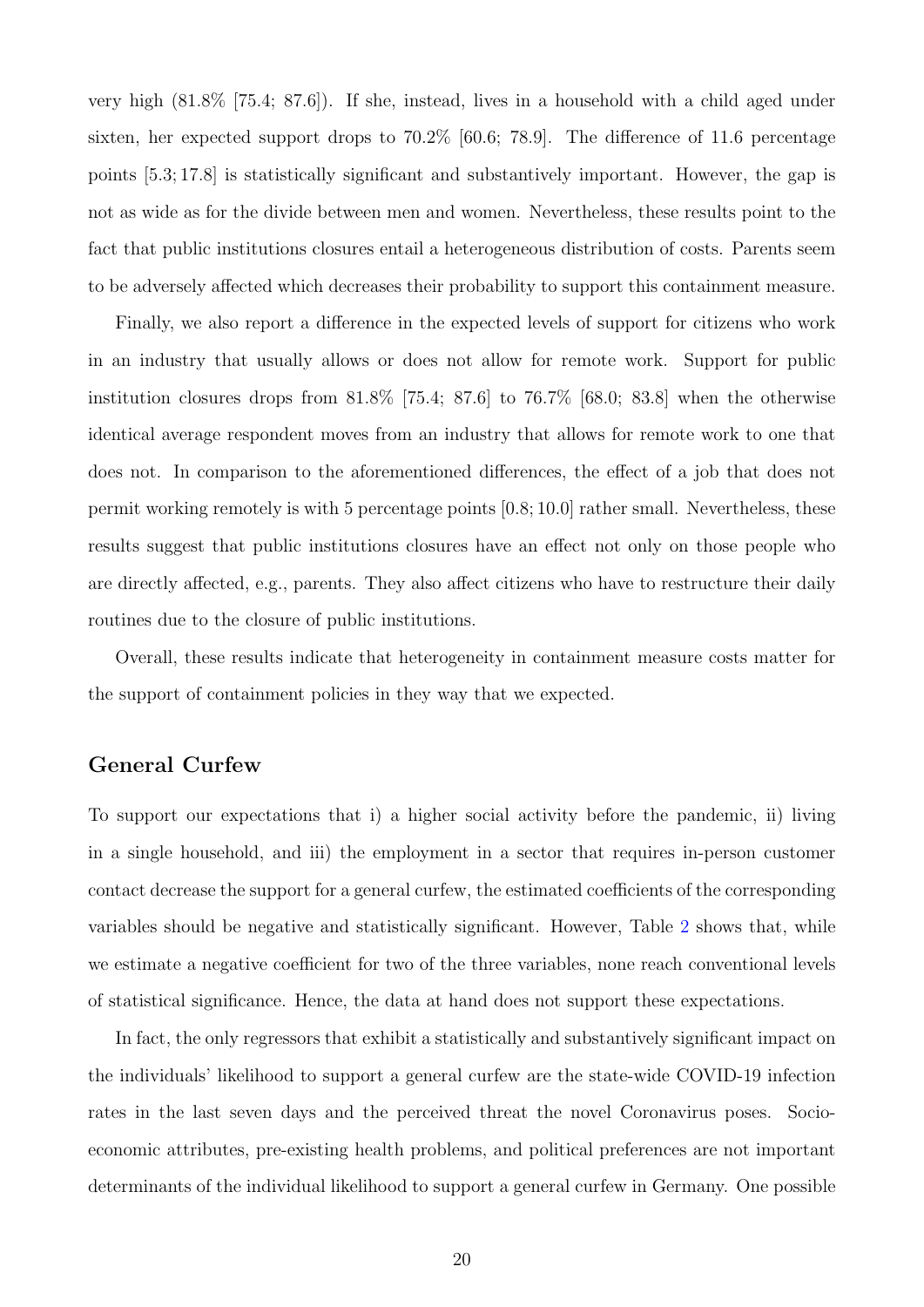very high (81.8% [75.4; 87.6]). If she, instead, lives in a household with a child aged under sixten, her expected support drops to 70.2% [60.6; 78.9]. The difference of 11.6 percentage points [5.3; 17.8] is statistically significant and substantively important. However, the gap is not as wide as for the divide between men and women. Nevertheless, these results point to the fact that public institutions closures entail a heterogeneous distribution of costs. Parents seem to be adversely affected which decreases their probability to support this containment measure.

Finally, we also report a difference in the expected levels of support for citizens who work in an industry that usually allows or does not allow for remote work. Support for public institution closures drops from 81.8% [75.4; 87.6] to 76.7% [68.0; 83.8] when the otherwise identical average respondent moves from an industry that allows for remote work to one that does not. In comparison to the aforementioned differences, the effect of a job that does not permit working remotely is with 5 percentage points [0.8; 10.0] rather small. Nevertheless, these results suggest that public institutions closures have an effect not only on those people who are directly affected, e.g., parents. They also affect citizens who have to restructure their daily routines due to the closure of public institutions.

Overall, these results indicate that heterogeneity in containment measure costs matter for the support of containment policies in they way that we expected.

### General Curfew

To support our expectations that i) a higher social activity before the pandemic, ii) living in a single household, and iii) the employment in a sector that requires in-person customer contact decrease the support for a general curfew, the estimated coefficients of the corresponding variables should be negative and statistically significant. However, Table 2 shows that, while we estimate a negative coefficient for two of the three variables, none reach conventional levels of statistical significance. Hence, the data at hand does not support these expectations.

In fact, the only regressors that exhibit a statistically and substantively significant impact on the individuals' likelihood to support a general curfew are the state-wide COVID-19 infection rates in the last seven days and the perceived threat the novel Coronavirus poses. Socio-economic attributes, pre-existing health problems, and political preferences are not important determinants of the individual likelihood to support a general curfew in Germany. One possible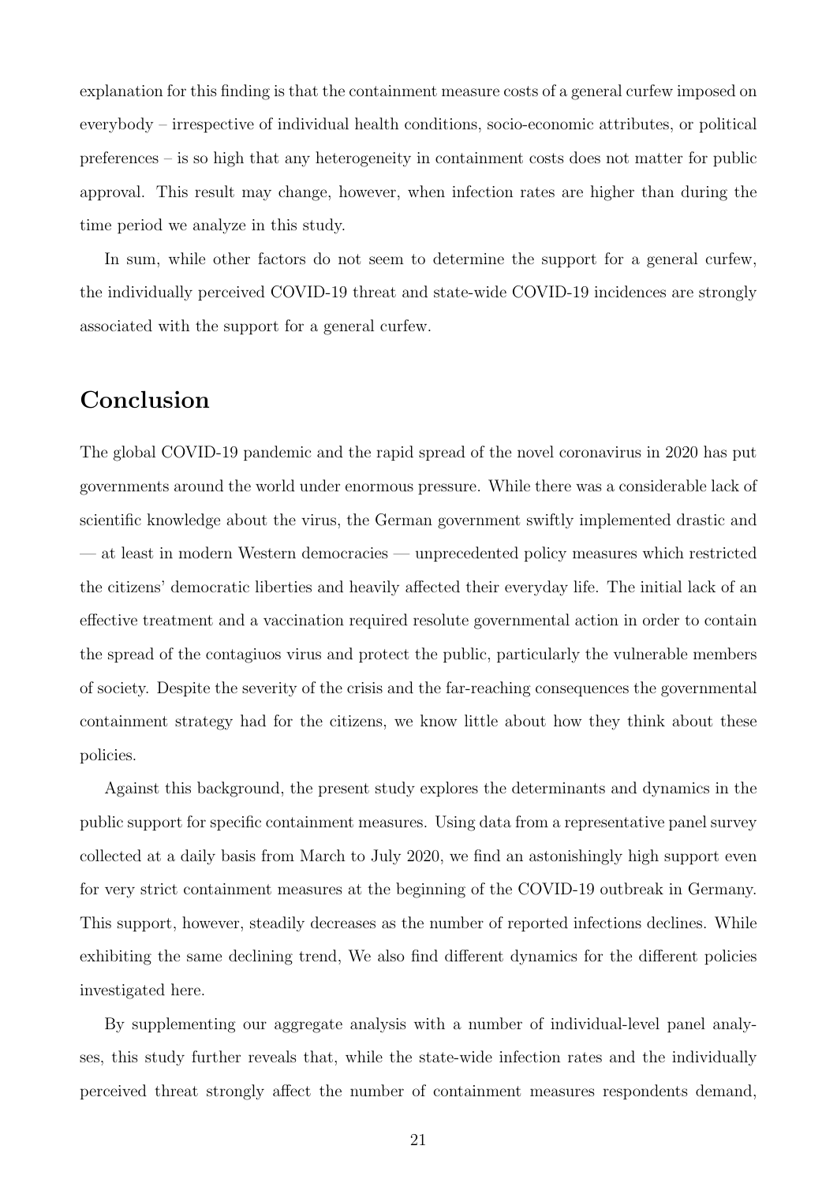explanation for this finding is that the containment measure costs of a general curfew imposed on everybody – irrespective of individual health conditions, socio-economic attributes, or political preferences – is so high that any heterogeneity in containment costs does not matter for public approval. This result may change, however, when infection rates are higher than during the time period we analyze in this study.

In sum, while other factors do not seem to determine the support for a general curfew, the individually perceived COVID-19 threat and state-wide COVID-19 incidences are strongly associated with the support for a general curfew.

## Conclusion

The global COVID-19 pandemic and the rapid spread of the novel coronavirus in 2020 has put governments around the world under enormous pressure. While there was a considerable lack of scientific knowledge about the virus, the German government swiftly implemented drastic and — at least in modern Western democracies — unprecedented policy measures which restricted the citizens' democratic liberties and heavily affected their everyday life. The initial lack of an effective treatment and a vaccination required resolute governmental action in order to contain the spread of the contagiuos virus and protect the public, particularly the vulnerable members of society. Despite the severity of the crisis and the far-reaching consequences the governmental containment strategy had for the citizens, we know little about how they think about these policies.

Against this background, the present study explores the determinants and dynamics in the public support for specific containment measures. Using data from a representative panel survey collected at a daily basis from March to July 2020, we find an astonishingly high support even for very strict containment measures at the beginning of the COVID-19 outbreak in Germany. This support, however, steadily decreases as the number of reported infections declines. While exhibiting the same declining trend, We also find different dynamics for the different policies investigated here.

By supplementing our aggregate analysis with a number of individual-level panel analyses, this study further reveals that, while the state-wide infection rates and the individually perceived threat strongly affect the number of containment measures respondents demand,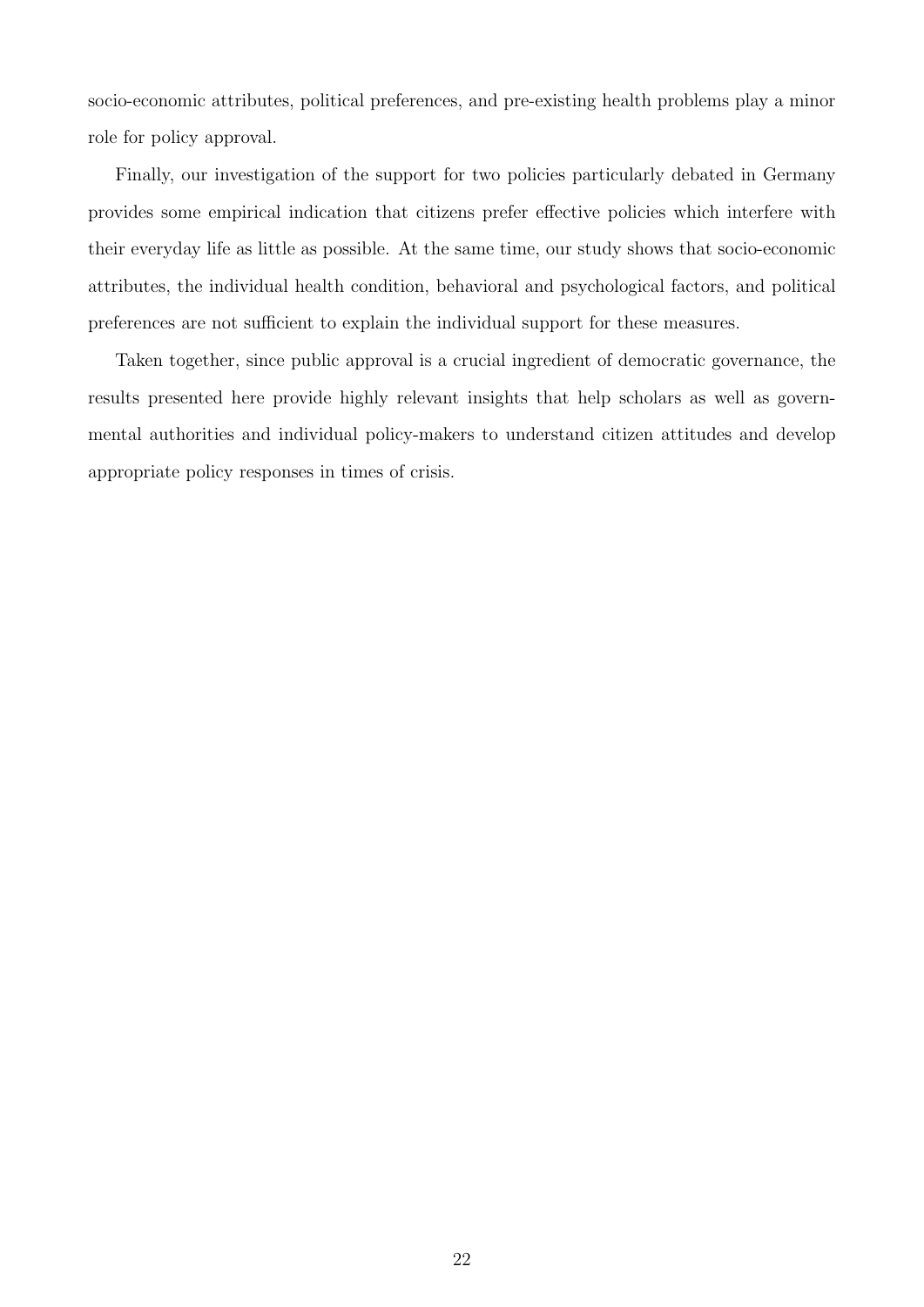socio-economic attributes, political preferences, and pre-existing health problems play a minor role for policy approval.

Finally, our investigation of the support for two policies particularly debated in Germany provides some empirical indication that citizens prefer effective policies which interfere with their everyday life as little as possible. At the same time, our study shows that socio-economic attributes, the individual health condition, behavioral and psychological factors, and political preferences are not sufficient to explain the individual support for these measures.

Taken together, since public approval is a crucial ingredient of democratic governance, the results presented here provide highly relevant insights that help scholars as well as governmental authorities and individual policy-makers to understand citizen attitudes and develop appropriate policy responses in times of crisis.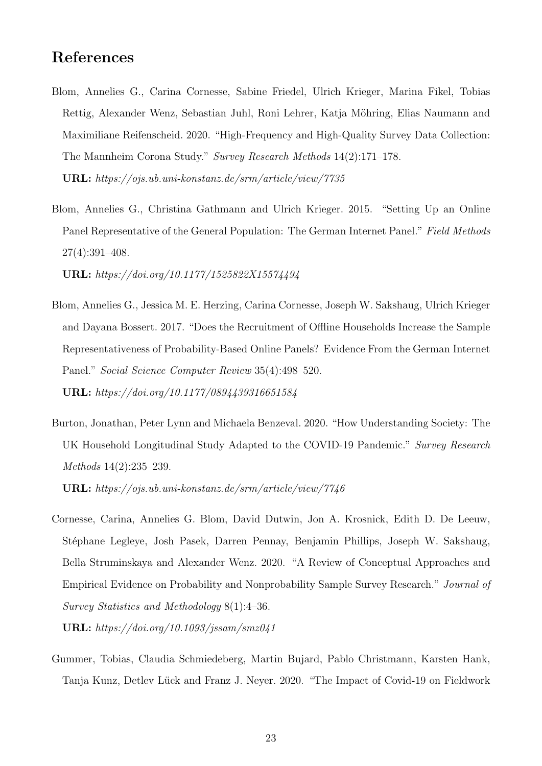# References

Blom, Annelies G., Carina Cornesse, Sabine Friedel, Ulrich Krieger, Marina Fikel, Tobias Rettig, Alexander Wenz, Sebastian Juhl, Roni Lehrer, Katja Möhring, Elias Naumann and Maximiliane Reifenscheid. 2020. "High-Frequency and High-Quality Survey Data Collection: The Mannheim Corona Study." *Survey Research Methods* 14(2):171–178.
**URL:** *https://ojs.ub.uni-konstanz.de/srm/article/view/7735*

Blom, Annelies G., Christina Gathmann and Ulrich Krieger. 2015. "Setting Up an Online Panel Representative of the General Population: The German Internet Panel." *Field Methods* 27(4):391–408.
**URL:** *https://doi.org/10.1177/1525822X15574494*

Blom, Annelies G., Jessica M. E. Herzing, Carina Cornesse, Joseph W. Sakshaug, Ulrich Krieger and Dayana Bossert. 2017. "Does the Recruitment of Offline Households Increase the Sample Representativeness of Probability-Based Online Panels? Evidence From the German Internet Panel." *Social Science Computer Review* 35(4):498–520.
**URL:** *https://doi.org/10.1177/0894439316651584*

Burton, Jonathan, Peter Lynn and Michaela Benzeval. 2020. "How Understanding Society: The UK Household Longitudinal Study Adapted to the COVID-19 Pandemic." *Survey Research Methods* 14(2):235–239.
**URL:** *https://ojs.ub.uni-konstanz.de/srm/article/view/7746*

Cornesse, Carina, Annelies G. Blom, David Dutwin, Jon A. Krosnick, Edith D. De Leeuw, Stéphane Legleye, Josh Pasek, Darren Pennay, Benjamin Phillips, Joseph W. Sakshaug, Bella Struminskaya and Alexander Wenz. 2020. "A Review of Conceptual Approaches and Empirical Evidence on Probability and Nonprobability Sample Survey Research." *Journal of Survey Statistics and Methodology* 8(1):4–36.
**URL:** *https://doi.org/10.1093/jssam/smz041*

Gummer, Tobias, Claudia Schmiedeberg, Martin Bujard, Pablo Christmann, Karsten Hank, Tanja Kunz, Detlev Lück and Franz J. Neyer. 2020. "The Impact of Covid-19 on Fieldwork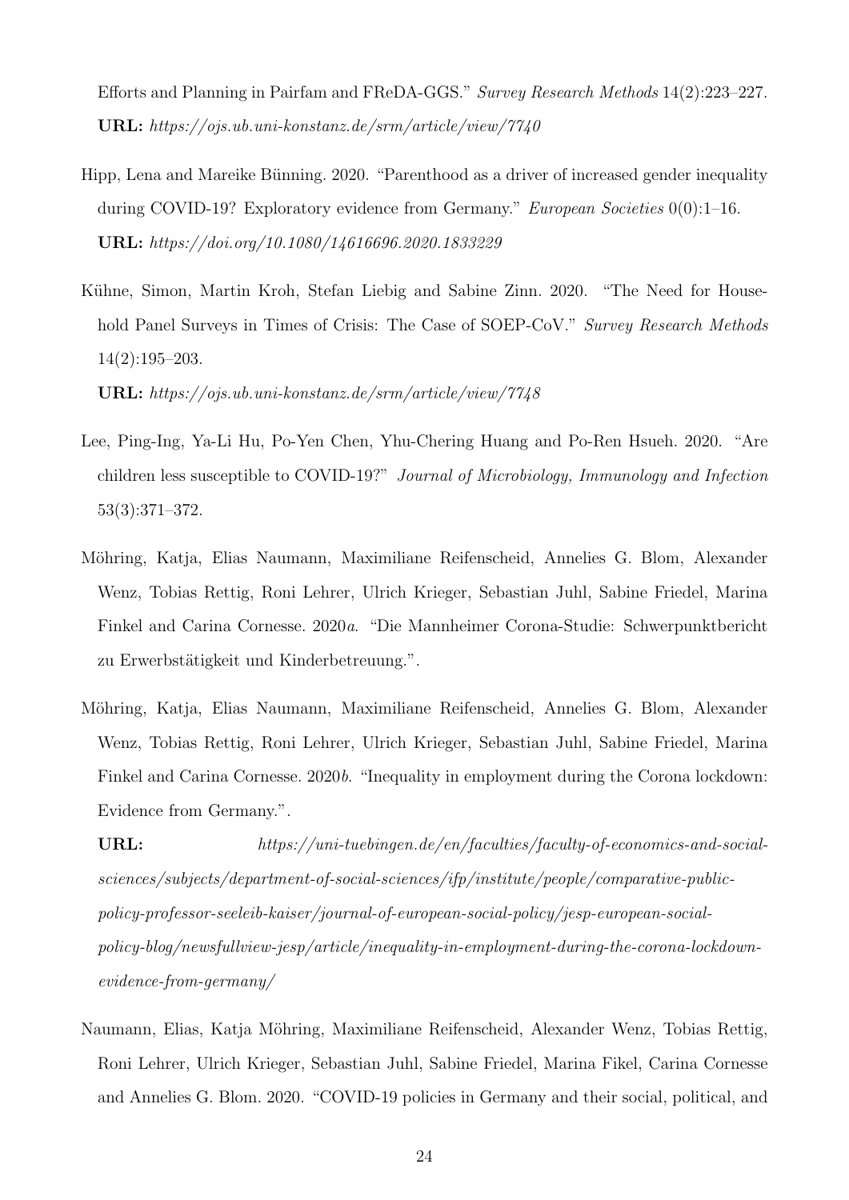Efforts and Planning in Pairfam and FReDA-GGS." *Survey Research Methods* 14(2):223–227.
**URL:** *https://ojs.ub.uni-konstanz.de/srm/article/view/7740*

Hipp, Lena and Mareike Bünning. 2020. "Parenthood as a driver of increased gender inequality during COVID-19? Exploratory evidence from Germany." *European Societies* 0(0):1–16.
**URL:** *https://doi.org/10.1080/14616696.2020.1833229*

Kühne, Simon, Martin Kroh, Stefan Liebig and Sabine Zinn. 2020. "The Need for Household Panel Surveys in Times of Crisis: The Case of SOEP-CoV." *Survey Research Methods* 14(2):195–203.
**URL:** *https://ojs.ub.uni-konstanz.de/srm/article/view/7748*

Lee, Ping-Ing, Ya-Li Hu, Po-Yen Chen, Yhu-Chering Huang and Po-Ren Hsueh. 2020. "Are children less susceptible to COVID-19?" *Journal of Microbiology, Immunology and Infection* 53(3):371–372.

Möhring, Katja, Elias Naumann, Maximiliane Reifenscheid, Annelies G. Blom, Alexander Wenz, Tobias Rettig, Roni Lehrer, Ulrich Krieger, Sebastian Juhl, Sabine Friedel, Marina Finkel and Carina Cornesse. 2020*a*. "Die Mannheimer Corona-Studie: Schwerpunktbericht zu Erwerbstätigkeit und Kinderbetreuung.".

Möhring, Katja, Elias Naumann, Maximiliane Reifenscheid, Annelies G. Blom, Alexander Wenz, Tobias Rettig, Roni Lehrer, Ulrich Krieger, Sebastian Juhl, Sabine Friedel, Marina Finkel and Carina Cornesse. 2020*b*. "Inequality in employment during the Corona lockdown: Evidence from Germany.".
**URL:** *https://uni-tuebingen.de/en/faculties/faculty-of-economics-and-social-sciences/subjects/department-of-social-sciences/ifp/institute/people/comparative-public-policy-professor-seeleib-kaiser/journal-of-european-social-policy/jesp-european-social-policy-blog/newsfullview-jesp/article/inequality-in-employment-during-the-corona-lockdown-evidence-from-germany/*

Naumann, Elias, Katja Möhring, Maximiliane Reifenscheid, Alexander Wenz, Tobias Rettig, Roni Lehrer, Ulrich Krieger, Sebastian Juhl, Sabine Friedel, Marina Fikel, Carina Cornesse and Annelies G. Blom. 2020. "COVID-19 policies in Germany and their social, political, and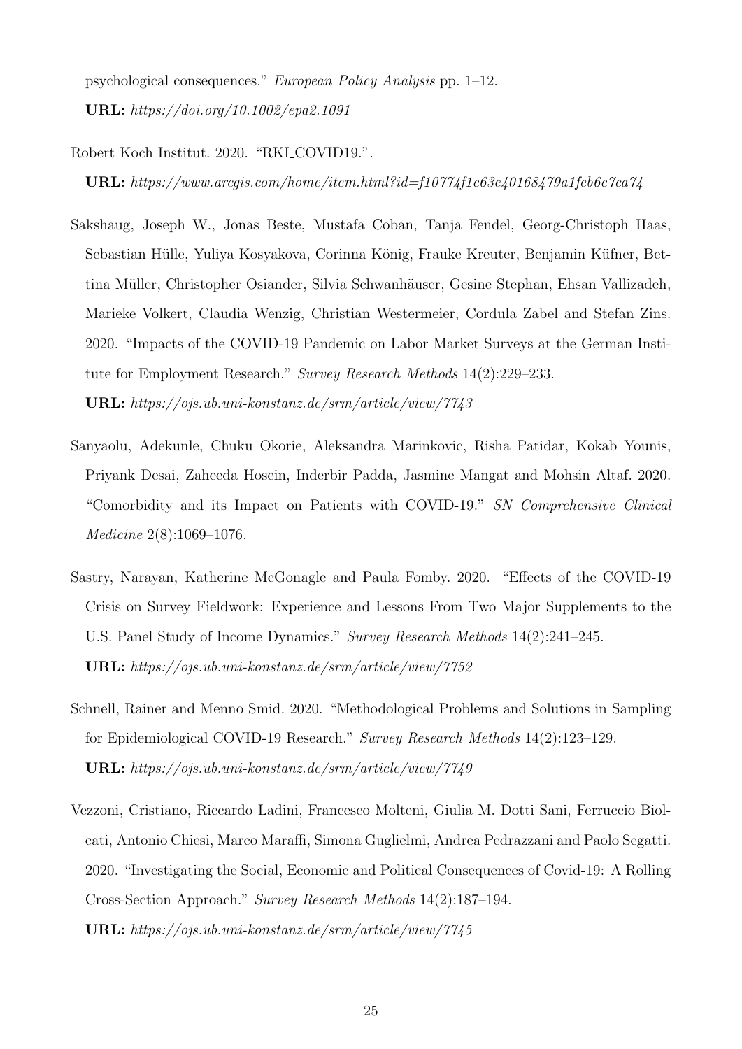psychological consequences." *European Policy Analysis* pp. 1–12.
**URL:** *https://doi.org/10.1002/epa2.1091*

Robert Koch Institut. 2020. "RKI_COVID19.".
**URL:** *https://www.arcgis.com/home/item.html?id=f10774f1c63e40168479a1feb6c7ca74*

Sakshaug, Joseph W., Jonas Beste, Mustafa Coban, Tanja Fendel, Georg-Christoph Haas, Sebastian Hülle, Yuliya Kosyakova, Corinna König, Frauke Kreuter, Benjamin Küfner, Bettina Müller, Christopher Osiander, Silvia Schwanhäuser, Gesine Stephan, Ehsan Vallizadeh, Marieke Volkert, Claudia Wenzig, Christian Westermeier, Cordula Zabel and Stefan Zins. 2020. "Impacts of the COVID-19 Pandemic on Labor Market Surveys at the German Institute for Employment Research." *Survey Research Methods* 14(2):229–233.
**URL:** *https://ojs.ub.uni-konstanz.de/srm/article/view/7743*

Sanyaolu, Adekunle, Chuku Okorie, Aleksandra Marinkovic, Risha Patidar, Kokab Younis, Priyank Desai, Zaheeda Hosein, Inderbir Padda, Jasmine Mangat and Mohsin Altaf. 2020. "Comorbidity and its Impact on Patients with COVID-19." *SN Comprehensive Clinical Medicine* 2(8):1069–1076.

Sastry, Narayan, Katherine McGonagle and Paula Fomby. 2020. "Effects of the COVID-19 Crisis on Survey Fieldwork: Experience and Lessons From Two Major Supplements to the U.S. Panel Study of Income Dynamics." *Survey Research Methods* 14(2):241–245.
**URL:** *https://ojs.ub.uni-konstanz.de/srm/article/view/7752*

Schnell, Rainer and Menno Smid. 2020. "Methodological Problems and Solutions in Sampling for Epidemiological COVID-19 Research." *Survey Research Methods* 14(2):123–129.
**URL:** *https://ojs.ub.uni-konstanz.de/srm/article/view/7749*

Vezzoni, Cristiano, Riccardo Ladini, Francesco Molteni, Giulia M. Dotti Sani, Ferruccio Biolcati, Antonio Chiesi, Marco Maraffi, Simona Guglielmi, Andrea Pedrazzani and Paolo Segatti. 2020. "Investigating the Social, Economic and Political Consequences of Covid-19: A Rolling Cross-Section Approach." *Survey Research Methods* 14(2):187–194.
**URL:** *https://ojs.ub.uni-konstanz.de/srm/article/view/7745*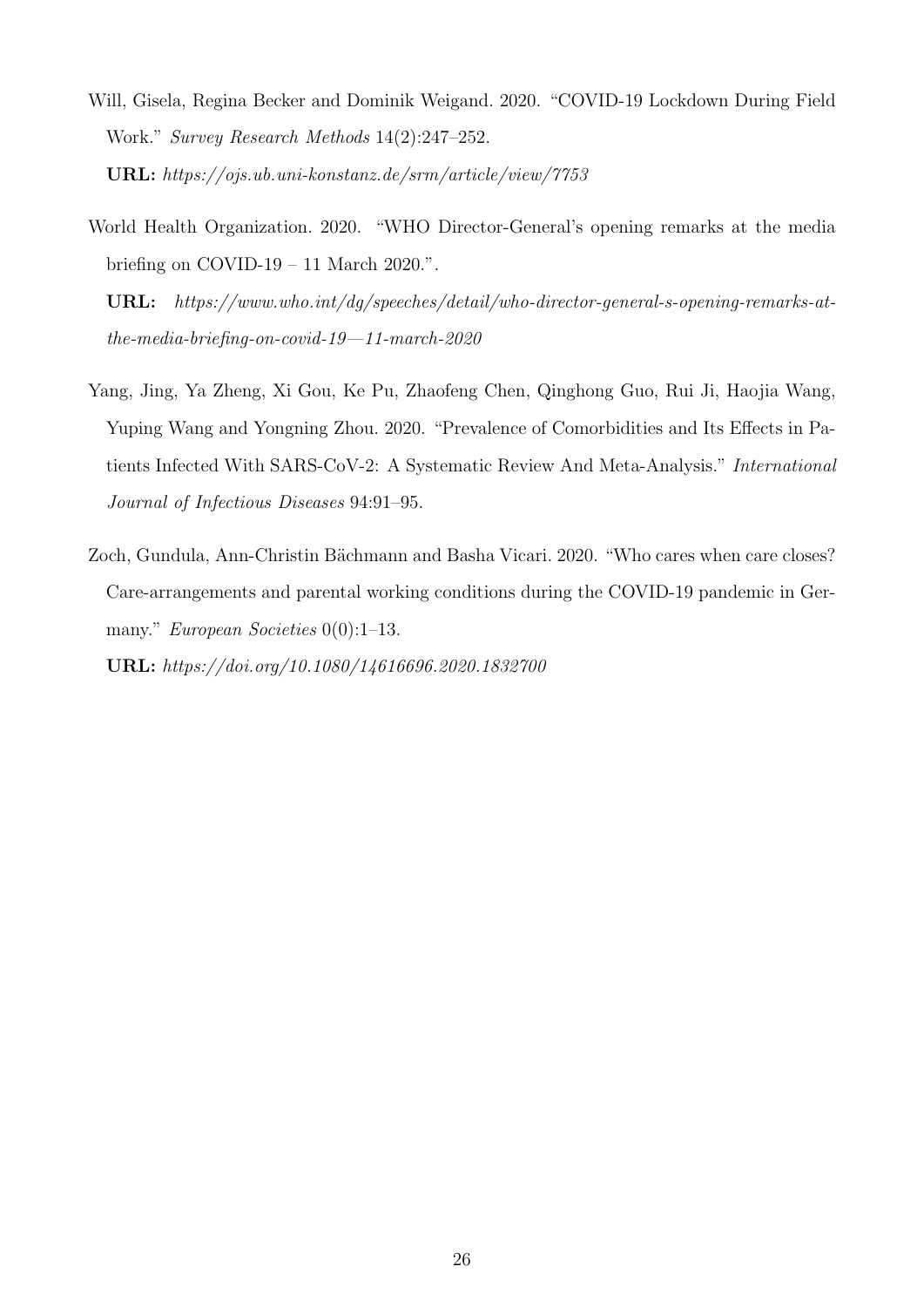Will, Gisela, Regina Becker and Dominik Weigand. 2020. "COVID-19 Lockdown During Field Work." *Survey Research Methods* 14(2):247–252.
**URL:** *https://ojs.ub.uni-konstanz.de/srm/article/view/7753*

World Health Organization. 2020. "WHO Director-General's opening remarks at the media briefing on COVID-19 – 11 March 2020.".
**URL:** *https://www.who.int/dg/speeches/detail/who-director-general-s-opening-remarks-at-the-media-briefing-on-covid-19—11-march-2020*

Yang, Jing, Ya Zheng, Xi Gou, Ke Pu, Zhaofeng Chen, Qinghong Guo, Rui Ji, Haojia Wang, Yuping Wang and Yongning Zhou. 2020. "Prevalence of Comorbidities and Its Effects in Patients Infected With SARS-CoV-2: A Systematic Review And Meta-Analysis." *International Journal of Infectious Diseases* 94:91–95.

Zoch, Gundula, Ann-Christin Bächmann and Basha Vicari. 2020. "Who cares when care closes? Care-arrangements and parental working conditions during the COVID-19 pandemic in Germany." *European Societies* 0(0):1–13.
**URL:** *https://doi.org/10.1080/14616696.2020.1832700*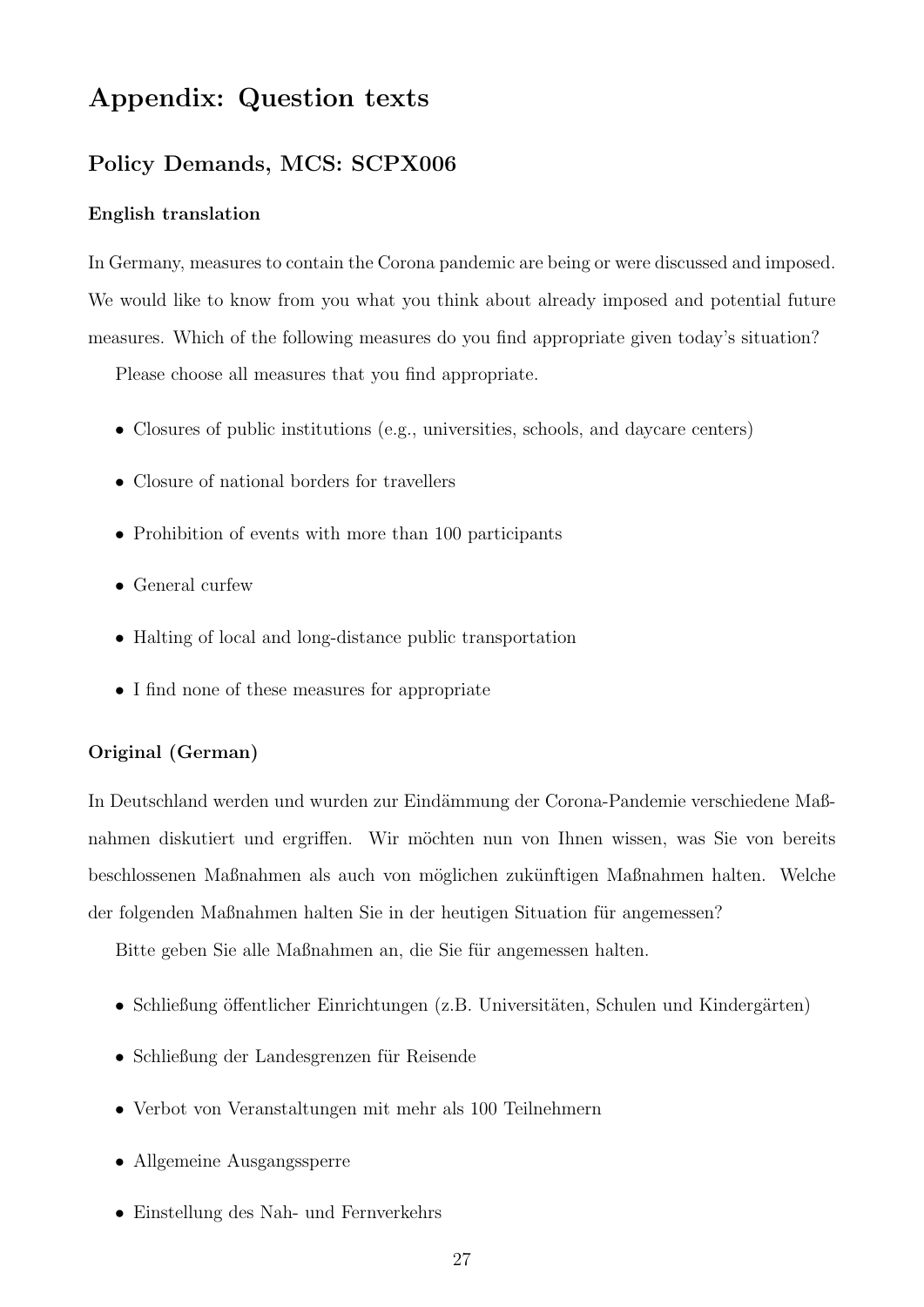# Appendix: Question texts

## Policy Demands, MCS: SCPX006

### English translation

In Germany, measures to contain the Corona pandemic are being or were discussed and imposed. We would like to know from you what you think about already imposed and potential future measures. Which of the following measures do you find appropriate given today's situation?

Please choose all measures that you find appropriate.

- Closures of public institutions (e.g., universities, schools, and daycare centers)
- Closure of national borders for travellers
- Prohibition of events with more than 100 participants
- General curfew
- Halting of local and long-distance public transportation
- I find none of these measures for appropriate

### Original (German)

In Deutschland werden und wurden zur Eindämmung der Corona-Pandemie verschiedene Maßnahmen diskutiert und ergriffen. Wir möchten nun von Ihnen wissen, was Sie von bereits beschlossenen Maßnahmen als auch von möglichen zukünftigen Maßnahmen halten. Welche der folgenden Maßnahmen halten Sie in der heutigen Situation für angemessen?

Bitte geben Sie alle Maßnahmen an, die Sie für angemessen halten.

- Schließung öffentlicher Einrichtungen (z.B. Universitäten, Schulen und Kindergärten)
- Schließung der Landesgrenzen für Reisende
- Verbot von Veranstaltungen mit mehr als 100 Teilnehmern
- Allgemeine Ausgangssperre
- Einstellung des Nah- und Fernverkehrs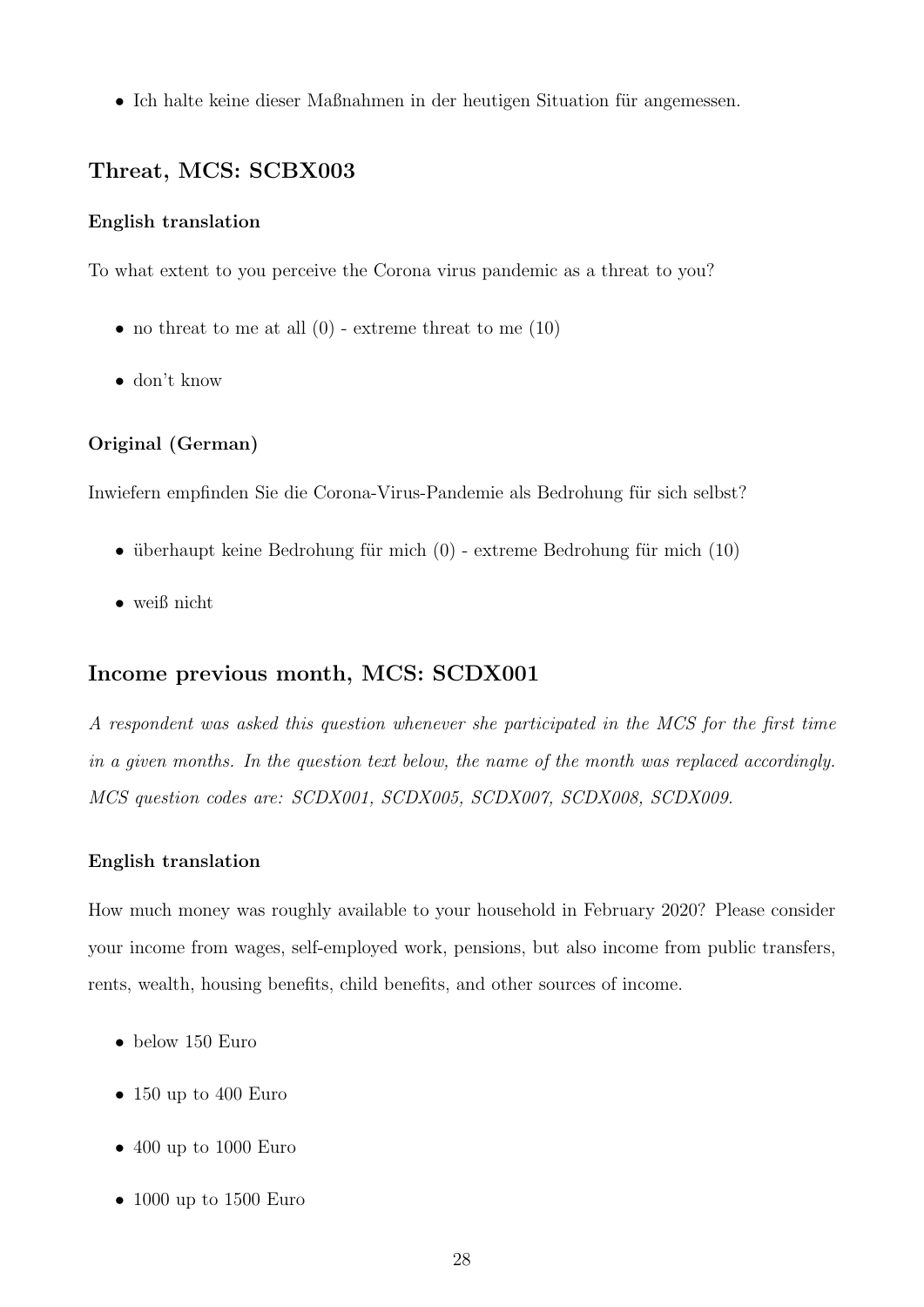- Ich halte keine dieser Maßnahmen in der heutigen Situation für angemessen.

## Threat, MCS: SCBX003

### English translation

To what extent to you perceive the Corona virus pandemic as a threat to you?

- no threat to me at all (0) - extreme threat to me (10)
- don't know

### Original (German)

Inwiefern empfinden Sie die Corona-Virus-Pandemie als Bedrohung für sich selbst?

- überhaupt keine Bedrohung für mich (0) - extreme Bedrohung für mich (10)
- weiß nicht

## Income previous month, MCS: SCDX001

*A respondent was asked this question whenever she participated in the MCS for the first time in a given months. In the question text below, the name of the month was replaced accordingly. MCS question codes are: SCDX001, SCDX005, SCDX007, SCDX008, SCDX009.*

### English translation

How much money was roughly available to your household in February 2020? Please consider your income from wages, self-employed work, pensions, but also income from public transfers, rents, wealth, housing benefits, child benefits, and other sources of income.

- below 150 Euro
- 150 up to 400 Euro
- 400 up to 1000 Euro
- 1000 up to 1500 Euro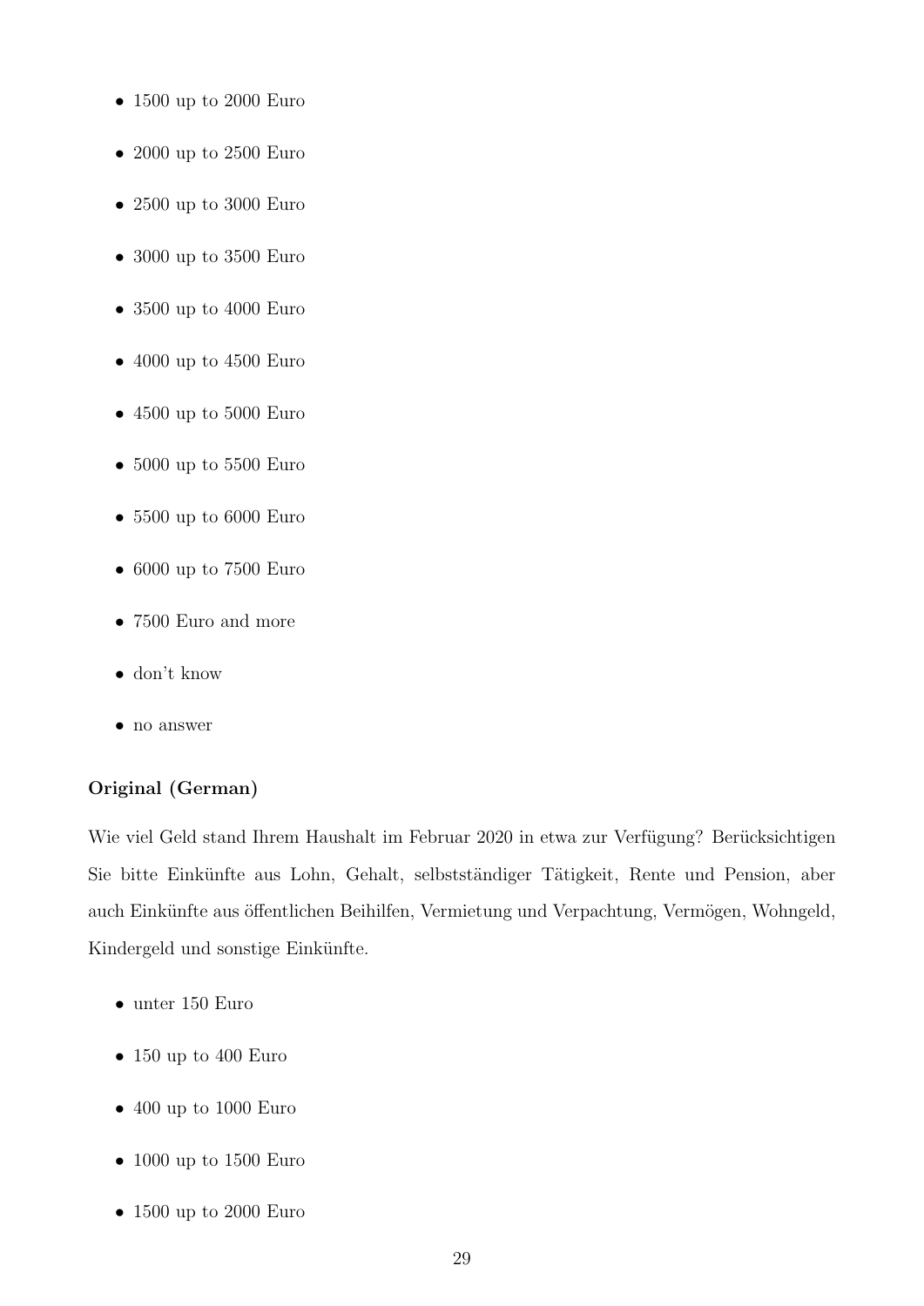- 1500 up to 2000 Euro
- 2000 up to 2500 Euro
- 2500 up to 3000 Euro
- 3000 up to 3500 Euro
- 3500 up to 4000 Euro
- 4000 up to 4500 Euro
- 4500 up to 5000 Euro
- 5000 up to 5500 Euro
- 5500 up to 6000 Euro
- 6000 up to 7500 Euro
- 7500 Euro and more
- don't know
- no answer

**Original (German)**

Wie viel Geld stand Ihrem Haushalt im Februar 2020 in etwa zur Verfügung? Berücksichtigen Sie bitte Einkünfte aus Lohn, Gehalt, selbstständiger Tätigkeit, Rente und Pension, aber auch Einkünfte aus öffentlichen Beihilfen, Vermietung und Verpachtung, Vermögen, Wohngeld, Kindergeld und sonstige Einkünfte.

- unter 150 Euro
- 150 up to 400 Euro
- 400 up to 1000 Euro
- 1000 up to 1500 Euro
- 1500 up to 2000 Euro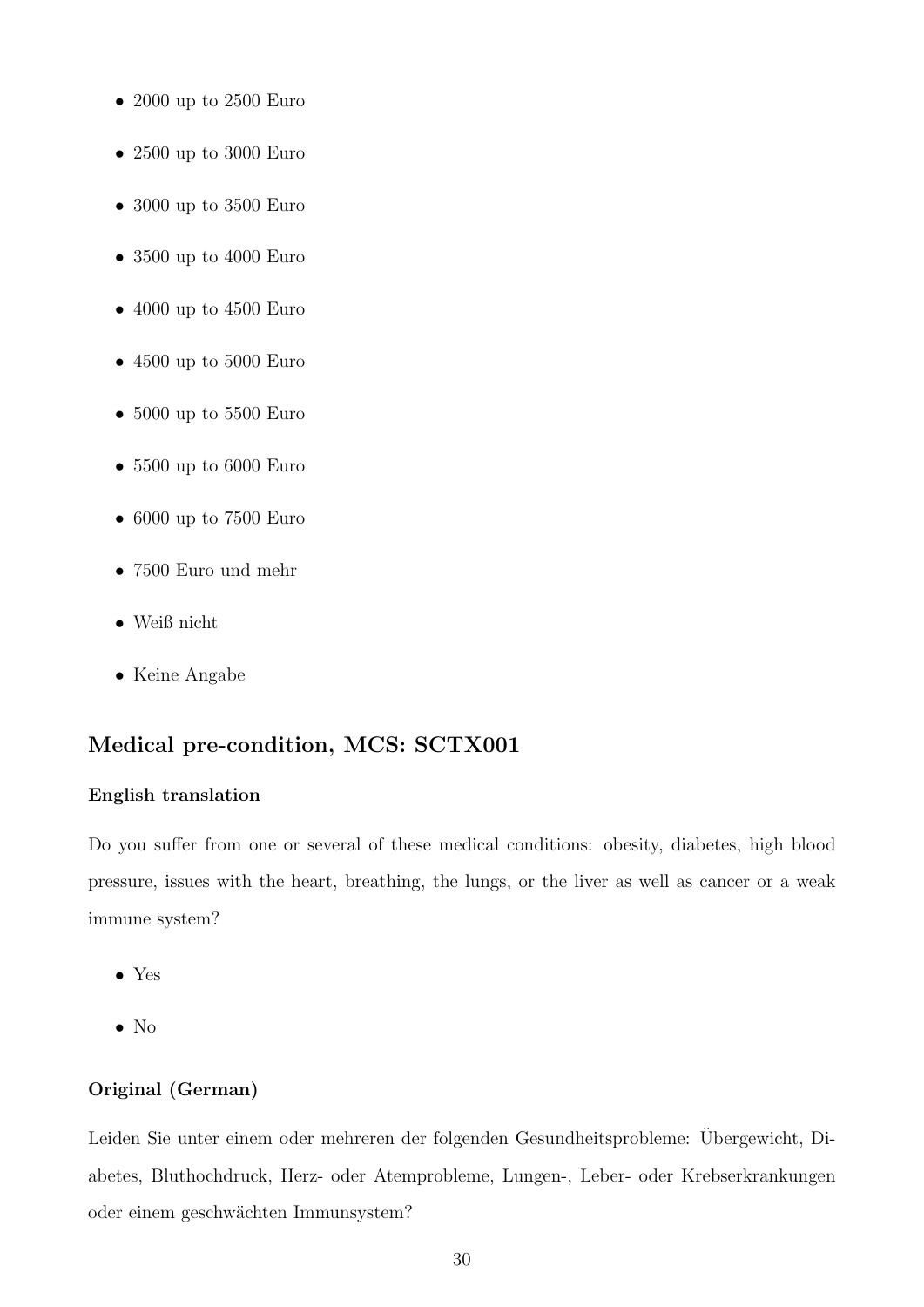- 2000 up to 2500 Euro
- 2500 up to 3000 Euro
- 3000 up to 3500 Euro
- 3500 up to 4000 Euro
- 4000 up to 4500 Euro
- 4500 up to 5000 Euro
- 5000 up to 5500 Euro
- 5500 up to 6000 Euro
- 6000 up to 7500 Euro
- 7500 Euro und mehr
- Weiß nicht
- Keine Angabe

## Medical pre-condition, MCS: SCTX001

#### English translation

Do you suffer from one or several of these medical conditions: obesity, diabetes, high blood pressure, issues with the heart, breathing, the lungs, or the liver as well as cancer or a weak immune system?

- Yes
- No

#### Original (German)

Leiden Sie unter einem oder mehreren der folgenden Gesundheitsprobleme: Übergewicht, Diabetes, Bluthochdruck, Herz- oder Atemprobleme, Lungen-, Leber- oder Krebserkrankungen oder einem geschwächten Immunsystem?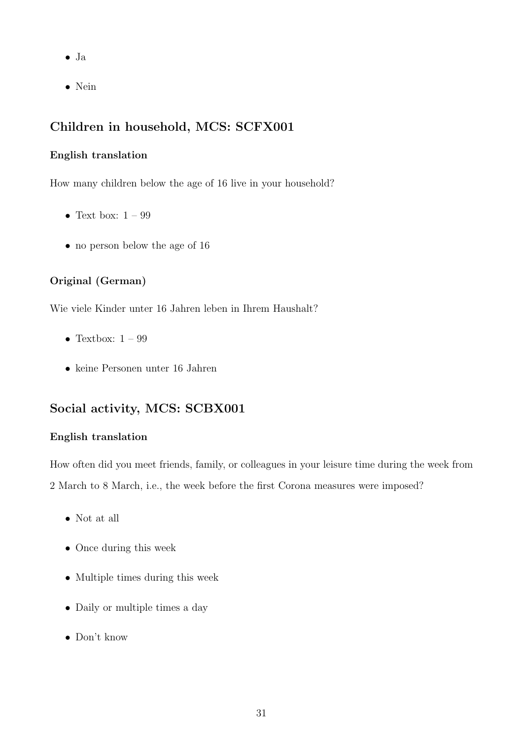- Ja
- Nein

## Children in household, MCS: SCFX001

### English translation

How many children below the age of 16 live in your household?

- Text box: 1 – 99
- no person below the age of 16

### Original (German)

Wie viele Kinder unter 16 Jahren leben in Ihrem Haushalt?

- Textbox: 1 – 99
- keine Personen unter 16 Jahren

## Social activity, MCS: SCBX001

### English translation

How often did you meet friends, family, or colleagues in your leisure time during the week from 2 March to 8 March, i.e., the week before the first Corona measures were imposed?

- Not at all
- Once during this week
- Multiple times during this week
- Daily or multiple times a day
- Don't know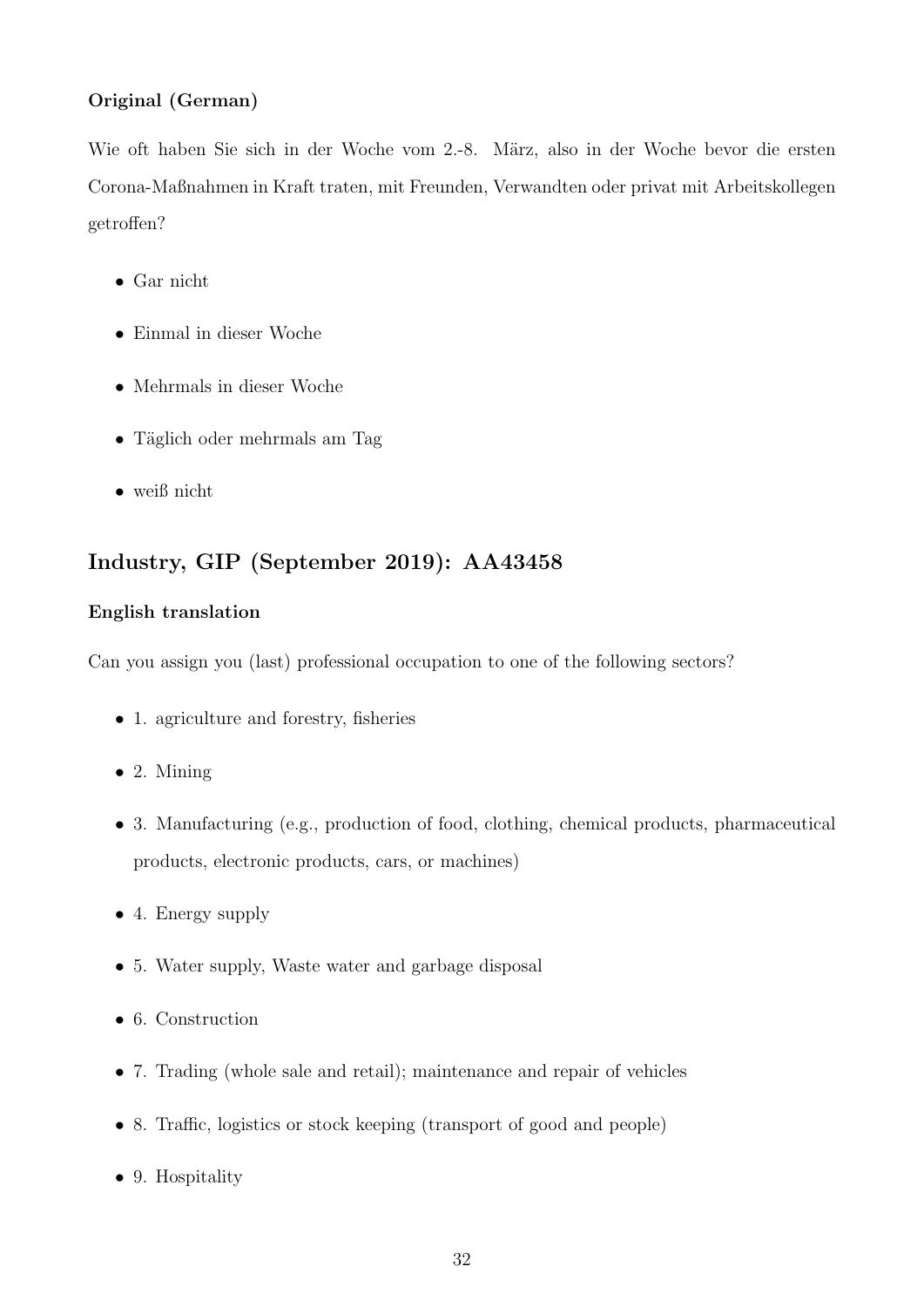**Original (German)**

Wie oft haben Sie sich in der Woche vom 2.-8. März, also in der Woche bevor die ersten Corona-Maßnahmen in Kraft traten, mit Freunden, Verwandten oder privat mit Arbeitskollegen getroffen?

- Gar nicht
- Einmal in dieser Woche
- Mehrmals in dieser Woche
- Täglich oder mehrmals am Tag
- weiß nicht

## Industry, GIP (September 2019): AA43458

**English translation**

Can you assign you (last) professional occupation to one of the following sectors?

- 1. agriculture and forestry, fisheries
- 2. Mining
- 3. Manufacturing (e.g., production of food, clothing, chemical products, pharmaceutical products, electronic products, cars, or machines)
- 4. Energy supply
- 5. Water supply, Waste water and garbage disposal
- 6. Construction
- 7. Trading (whole sale and retail); maintenance and repair of vehicles
- 8. Traffic, logistics or stock keeping (transport of good and people)
- 9. Hospitality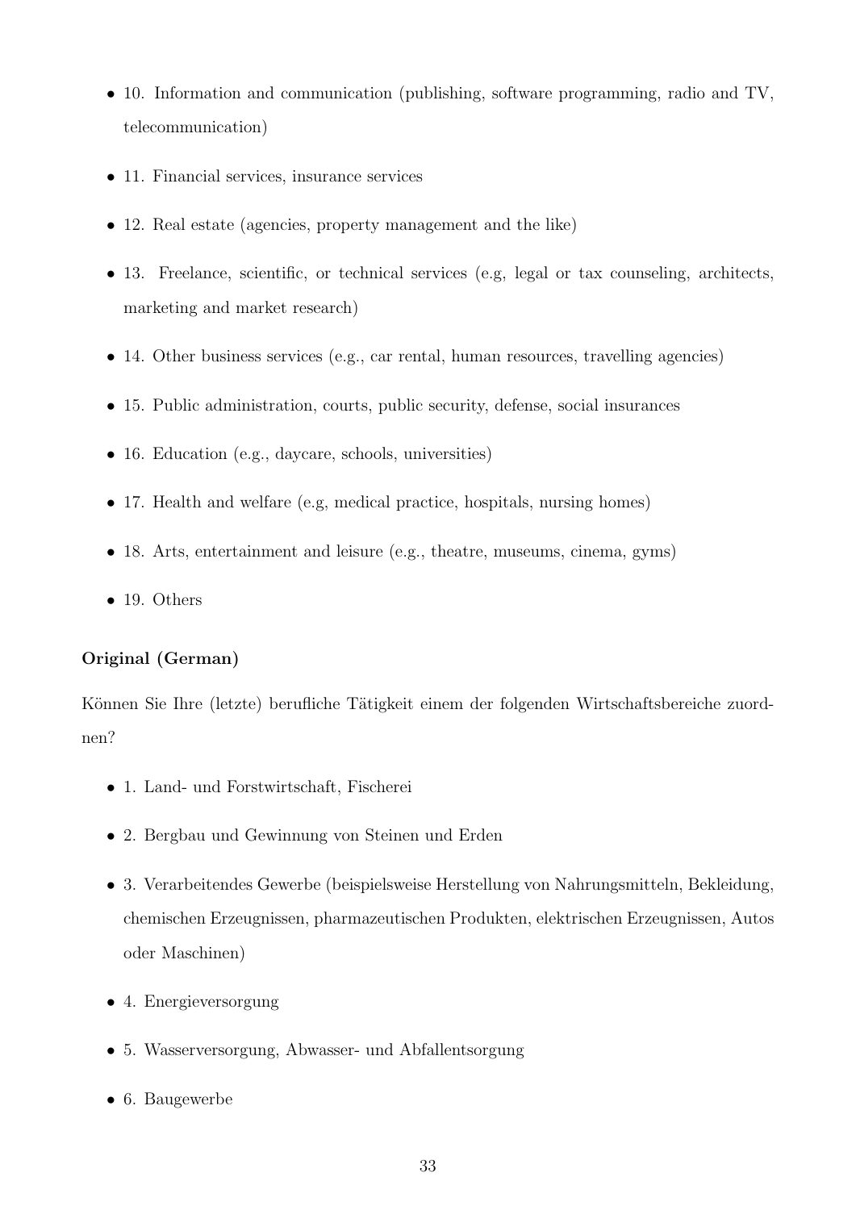- 10. Information and communication (publishing, software programming, radio and TV, telecommunication)
- 11. Financial services, insurance services
- 12. Real estate (agencies, property management and the like)
- 13. Freelance, scientific, or technical services (e.g, legal or tax counseling, architects, marketing and market research)
- 14. Other business services (e.g., car rental, human resources, travelling agencies)
- 15. Public administration, courts, public security, defense, social insurances
- 16. Education (e.g., daycare, schools, universities)
- 17. Health and welfare (e.g, medical practice, hospitals, nursing homes)
- 18. Arts, entertainment and leisure (e.g., theatre, museums, cinema, gyms)
- 19. Others

**Original (German)**

Können Sie Ihre (letzte) berufliche Tätigkeit einem der folgenden Wirtschaftsbereiche zuordnen?

- 1. Land- und Forstwirtschaft, Fischerei
- 2. Bergbau und Gewinnung von Steinen und Erden
- 3. Verarbeitendes Gewerbe (beispielsweise Herstellung von Nahrungsmitteln, Bekleidung, chemischen Erzeugnissen, pharmazeutischen Produkten, elektrischen Erzeugnissen, Autos oder Maschinen)
- 4. Energieversorgung
- 5. Wasserversorgung, Abwasser- und Abfallentsorgung
- 6. Baugewerbe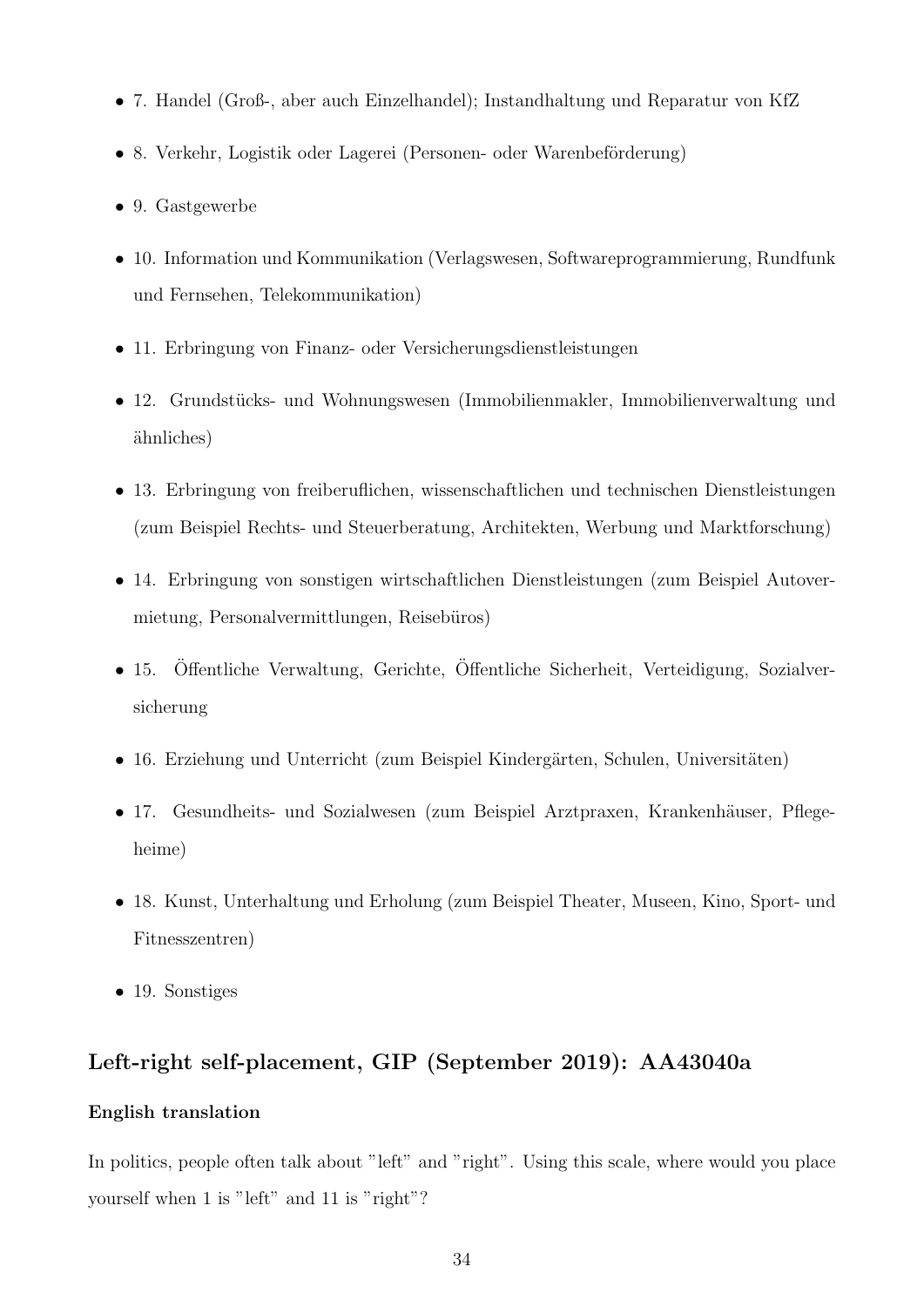- 7. Handel (Groß-, aber auch Einzelhandel); Instandhaltung und Reparatur von KfZ
- 8. Verkehr, Logistik oder Lagerei (Personen- oder Warenbeförderung)
- 9. Gastgewerbe
- 10. Information und Kommunikation (Verlagswesen, Softwareprogrammierung, Rundfunk und Fernsehen, Telekommunikation)
- 11. Erbringung von Finanz- oder Versicherungsdienstleistungen
- 12. Grundstücks- und Wohnungswesen (Immobilienmakler, Immobilienverwaltung und ähnliches)
- 13. Erbringung von freiberuflichen, wissenschaftlichen und technischen Dienstleistungen (zum Beispiel Rechts- und Steuerberatung, Architekten, Werbung und Marktforschung)
- 14. Erbringung von sonstigen wirtschaftlichen Dienstleistungen (zum Beispiel Autovermietung, Personalvermittlungen, Reisebüros)
- 15. Öffentliche Verwaltung, Gerichte, Öffentliche Sicherheit, Verteidigung, Sozialversicherung
- 16. Erziehung und Unterricht (zum Beispiel Kindergärten, Schulen, Universitäten)
- 17. Gesundheits- und Sozialwesen (zum Beispiel Arztpraxen, Krankenhäuser, Pflegeheime)
- 18. Kunst, Unterhaltung und Erholung (zum Beispiel Theater, Museen, Kino, Sport- und Fitnesszentren)
- 19. Sonstiges

## Left-right self-placement, GIP (September 2019): AA43040a

### English translation

In politics, people often talk about "left" and "right". Using this scale, where would you place yourself when 1 is "left" and 11 is "right"?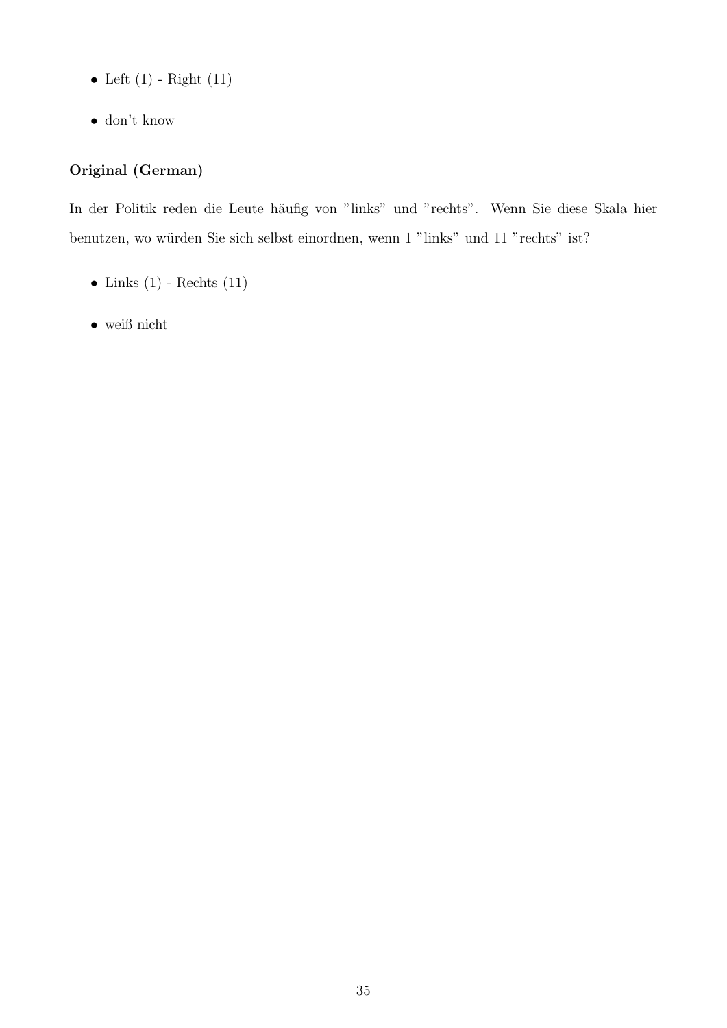- Left (1) - Right (11)
- don't know

**Original (German)**

In der Politik reden die Leute häufig von "links" und "rechts". Wenn Sie diese Skala hier benutzen, wo würden Sie sich selbst einordnen, wenn 1 "links" und 11 "rechts" ist?

- Links (1) - Rechts (11)
- weiß nicht